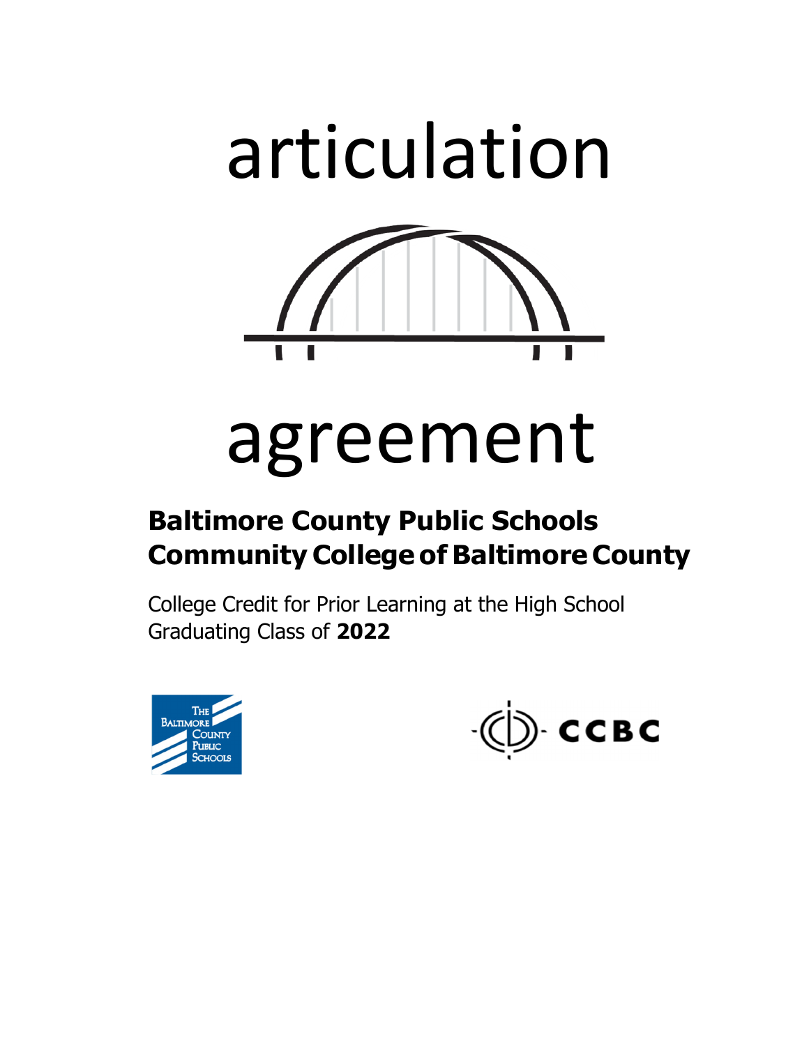# articulation

# agreement

**Baltimore County Public Schools**
**Community College of Baltimore County**

College Credit for Prior Learning at the High School
Graduating Class of **2022**

THE BALTIMORE COUNTY PUBLIC SCHOOLS

CCBC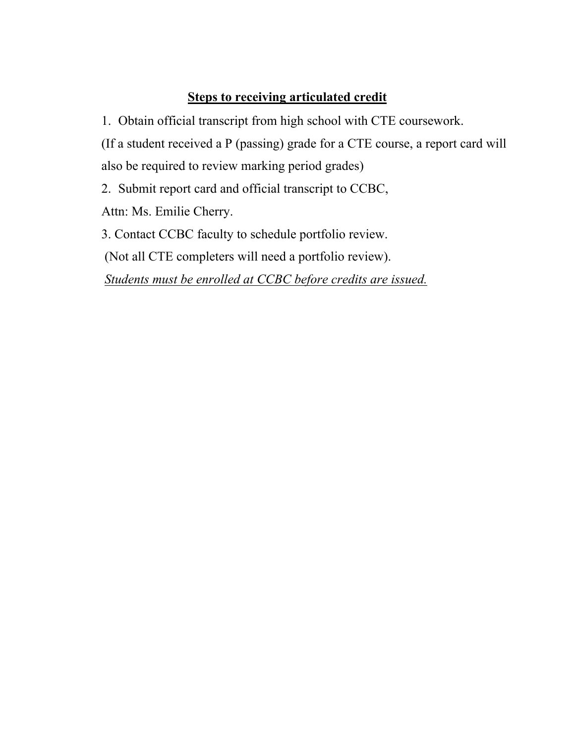## **Steps to receiving articulated credit**

1. Obtain official transcript from high school with CTE coursework.

(If a student received a P (passing) grade for a CTE course, a report card will also be required to review marking period grades)

2. Submit report card and official transcript to CCBC,

Attn: Ms. Emilie Cherry.

3. Contact CCBC faculty to schedule portfolio review.

(Not all CTE completers will need a portfolio review).

*Students must be enrolled at CCBC before credits are issued.*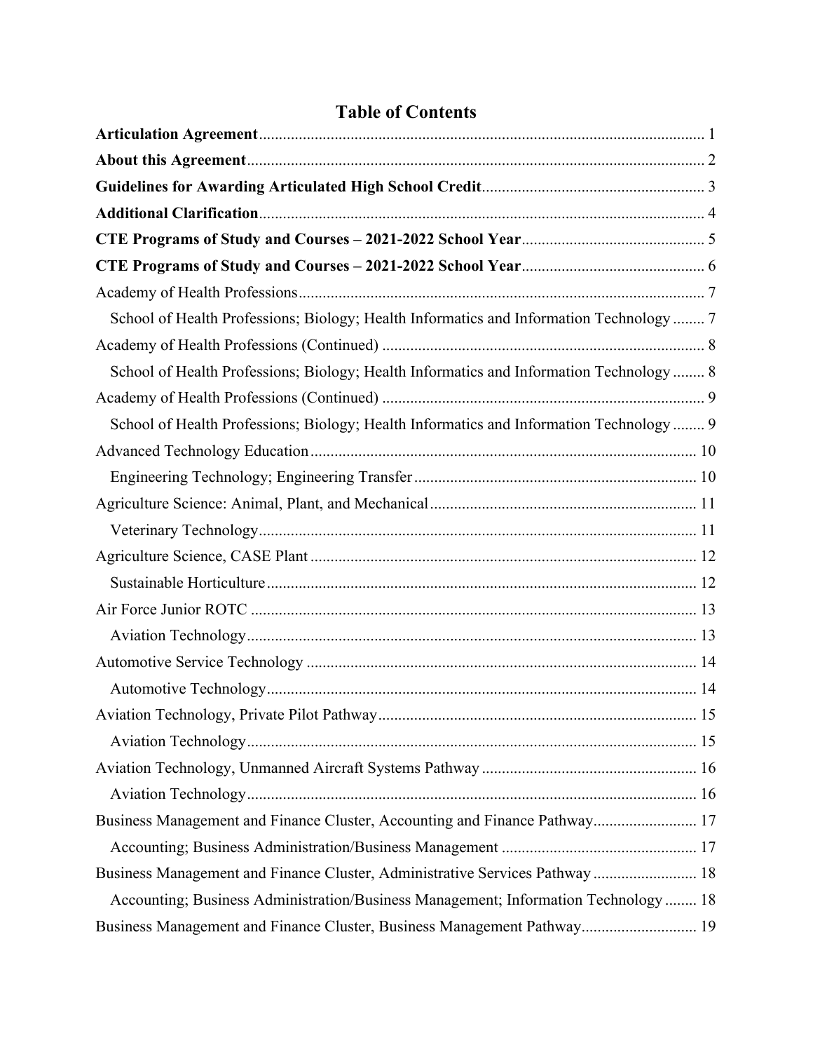# Table of Contents

**Articulation Agreement** ........ 1

**About this Agreement** ........ 2

**Guidelines for Awarding Articulated High School Credit** ........ 3

**Additional Clarification** ........ 4

**CTE Programs of Study and Courses – 2021-2022 School Year** ........ 5

**CTE Programs of Study and Courses – 2021-2022 School Year** ........ 6

Academy of Health Professions ........ 7

- School of Health Professions; Biology; Health Informatics and Information Technology ........ 7

Academy of Health Professions (Continued) ........ 8

- School of Health Professions; Biology; Health Informatics and Information Technology ........ 8

Academy of Health Professions (Continued) ........ 9

- School of Health Professions; Biology; Health Informatics and Information Technology ........ 9

Advanced Technology Education ........ 10

- Engineering Technology; Engineering Transfer ........ 10

Agriculture Science: Animal, Plant, and Mechanical ........ 11

- Veterinary Technology ........ 11

Agriculture Science, CASE Plant ........ 12

- Sustainable Horticulture ........ 12

Air Force Junior ROTC ........ 13

- Aviation Technology ........ 13

Automotive Service Technology ........ 14

- Automotive Technology ........ 14

Aviation Technology, Private Pilot Pathway ........ 15

- Aviation Technology ........ 15

Aviation Technology, Unmanned Aircraft Systems Pathway ........ 16

- Aviation Technology ........ 16

Business Management and Finance Cluster, Accounting and Finance Pathway ........ 17

- Accounting; Business Administration/Business Management ........ 17

Business Management and Finance Cluster, Administrative Services Pathway ........ 18

- Accounting; Business Administration/Business Management; Information Technology ........ 18

Business Management and Finance Cluster, Business Management Pathway ........ 19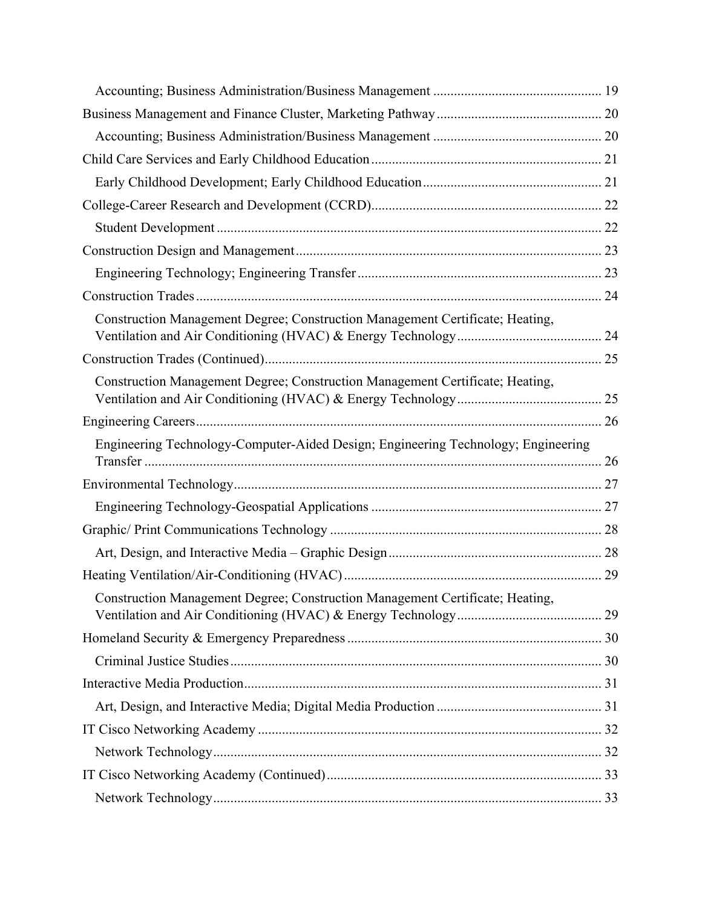- Accounting; Business Administration/Business Management ... 19

Business Management and Finance Cluster, Marketing Pathway ... 20

- Accounting; Business Administration/Business Management ... 20

Child Care Services and Early Childhood Education ... 21

- Early Childhood Development; Early Childhood Education ... 21

College-Career Research and Development (CCRD) ... 22

- Student Development ... 22

Construction Design and Management ... 23

- Engineering Technology; Engineering Transfer ... 23

Construction Trades ... 24

- Construction Management Degree; Construction Management Certificate; Heating, Ventilation and Air Conditioning (HVAC) & Energy Technology ... 24

Construction Trades (Continued) ... 25

- Construction Management Degree; Construction Management Certificate; Heating, Ventilation and Air Conditioning (HVAC) & Energy Technology ... 25

Engineering Careers ... 26

- Engineering Technology-Computer-Aided Design; Engineering Technology; Engineering Transfer ... 26

Environmental Technology ... 27

- Engineering Technology-Geospatial Applications ... 27

Graphic/ Print Communications Technology ... 28

- Art, Design, and Interactive Media – Graphic Design ... 28

Heating Ventilation/Air-Conditioning (HVAC) ... 29

- Construction Management Degree; Construction Management Certificate; Heating, Ventilation and Air Conditioning (HVAC) & Energy Technology ... 29

Homeland Security & Emergency Preparedness ... 30

- Criminal Justice Studies ... 30

Interactive Media Production ... 31

- Art, Design, and Interactive Media; Digital Media Production ... 31

IT Cisco Networking Academy ... 32

- Network Technology ... 32

IT Cisco Networking Academy (Continued) ... 33

- Network Technology ... 33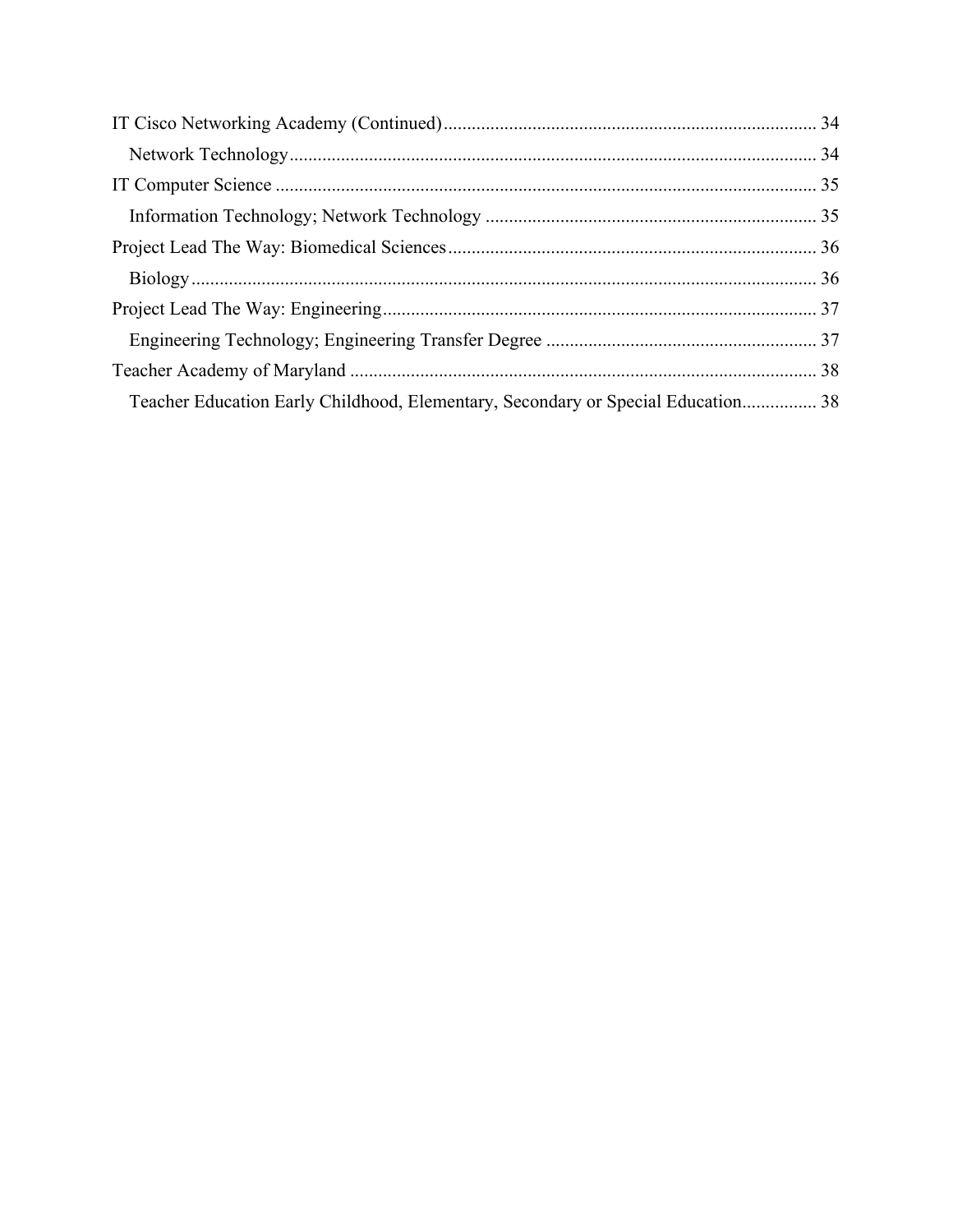IT Cisco Networking Academy (Continued) ........................................................................ 34

- Network Technology ........................................................................................................ 34

IT Computer Science ........................................................................................................... 35

- Information Technology; Network Technology ............................................................... 35

Project Lead The Way: Biomedical Sciences ....................................................................... 36

- Biology .............................................................................................................................. 36

Project Lead The Way: Engineering ..................................................................................... 37

- Engineering Technology; Engineering Transfer Degree .................................................. 37

Teacher Academy of Maryland ............................................................................................ 38

- Teacher Education Early Childhood, Elementary, Secondary or Special Education ................ 38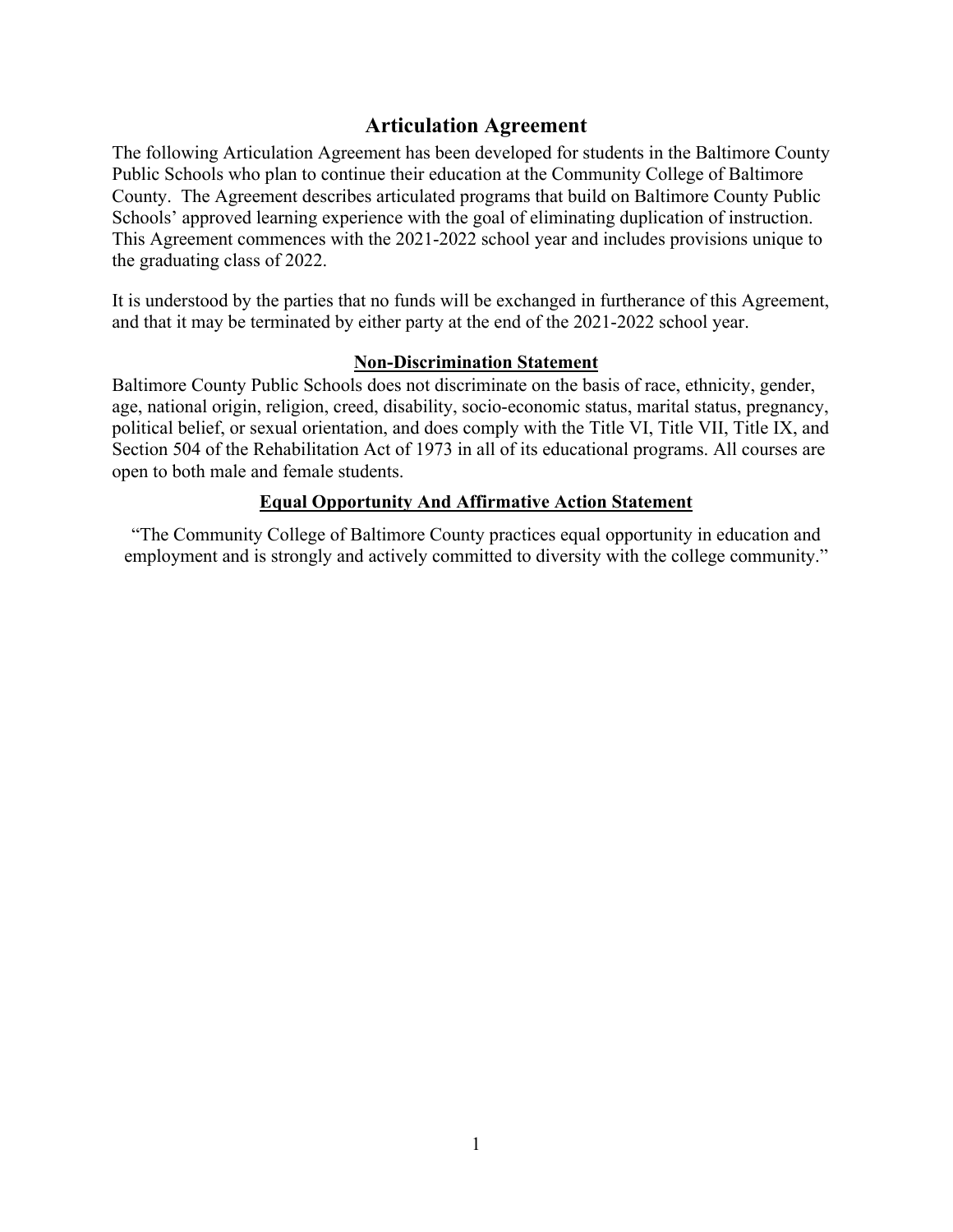# Articulation Agreement

The following Articulation Agreement has been developed for students in the Baltimore County Public Schools who plan to continue their education at the Community College of Baltimore County. The Agreement describes articulated programs that build on Baltimore County Public Schools' approved learning experience with the goal of eliminating duplication of instruction. This Agreement commences with the 2021-2022 school year and includes provisions unique to the graduating class of 2022.

It is understood by the parties that no funds will be exchanged in furtherance of this Agreement, and that it may be terminated by either party at the end of the 2021-2022 school year.

## Non-Discrimination Statement

Baltimore County Public Schools does not discriminate on the basis of race, ethnicity, gender, age, national origin, religion, creed, disability, socio-economic status, marital status, pregnancy, political belief, or sexual orientation, and does comply with the Title VI, Title VII, Title IX, and Section 504 of the Rehabilitation Act of 1973 in all of its educational programs. All courses are open to both male and female students.

## Equal Opportunity And Affirmative Action Statement

"The Community College of Baltimore County practices equal opportunity in education and employment and is strongly and actively committed to diversity with the college community."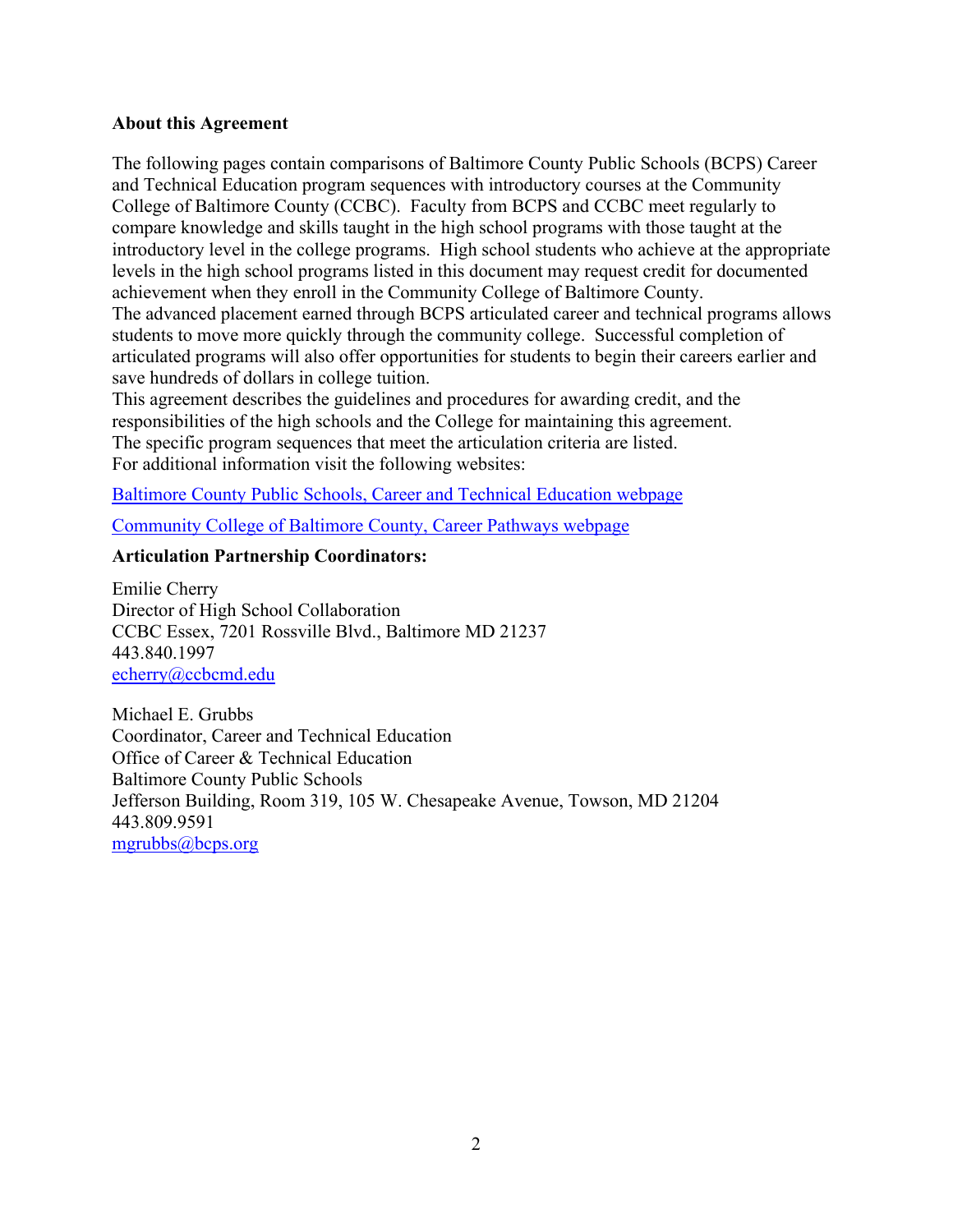**About this Agreement**

The following pages contain comparisons of Baltimore County Public Schools (BCPS) Career and Technical Education program sequences with introductory courses at the Community College of Baltimore County (CCBC). Faculty from BCPS and CCBC meet regularly to compare knowledge and skills taught in the high school programs with those taught at the introductory level in the college programs. High school students who achieve at the appropriate levels in the high school programs listed in this document may request credit for documented achievement when they enroll in the Community College of Baltimore County.

The advanced placement earned through BCPS articulated career and technical programs allows students to move more quickly through the community college. Successful completion of articulated programs will also offer opportunities for students to begin their careers earlier and save hundreds of dollars in college tuition.

This agreement describes the guidelines and procedures for awarding credit, and the responsibilities of the high schools and the College for maintaining this agreement.

The specific program sequences that meet the articulation criteria are listed.

For additional information visit the following websites:

Baltimore County Public Schools, Career and Technical Education webpage

Community College of Baltimore County, Career Pathways webpage

**Articulation Partnership Coordinators:**

Emilie Cherry
Director of High School Collaboration
CCBC Essex, 7201 Rossville Blvd., Baltimore MD 21237
443.840.1997
echerry@ccbcmd.edu

Michael E. Grubbs
Coordinator, Career and Technical Education
Office of Career & Technical Education
Baltimore County Public Schools
Jefferson Building, Room 319, 105 W. Chesapeake Avenue, Towson, MD 21204
443.809.9591
mgrubbs@bcps.org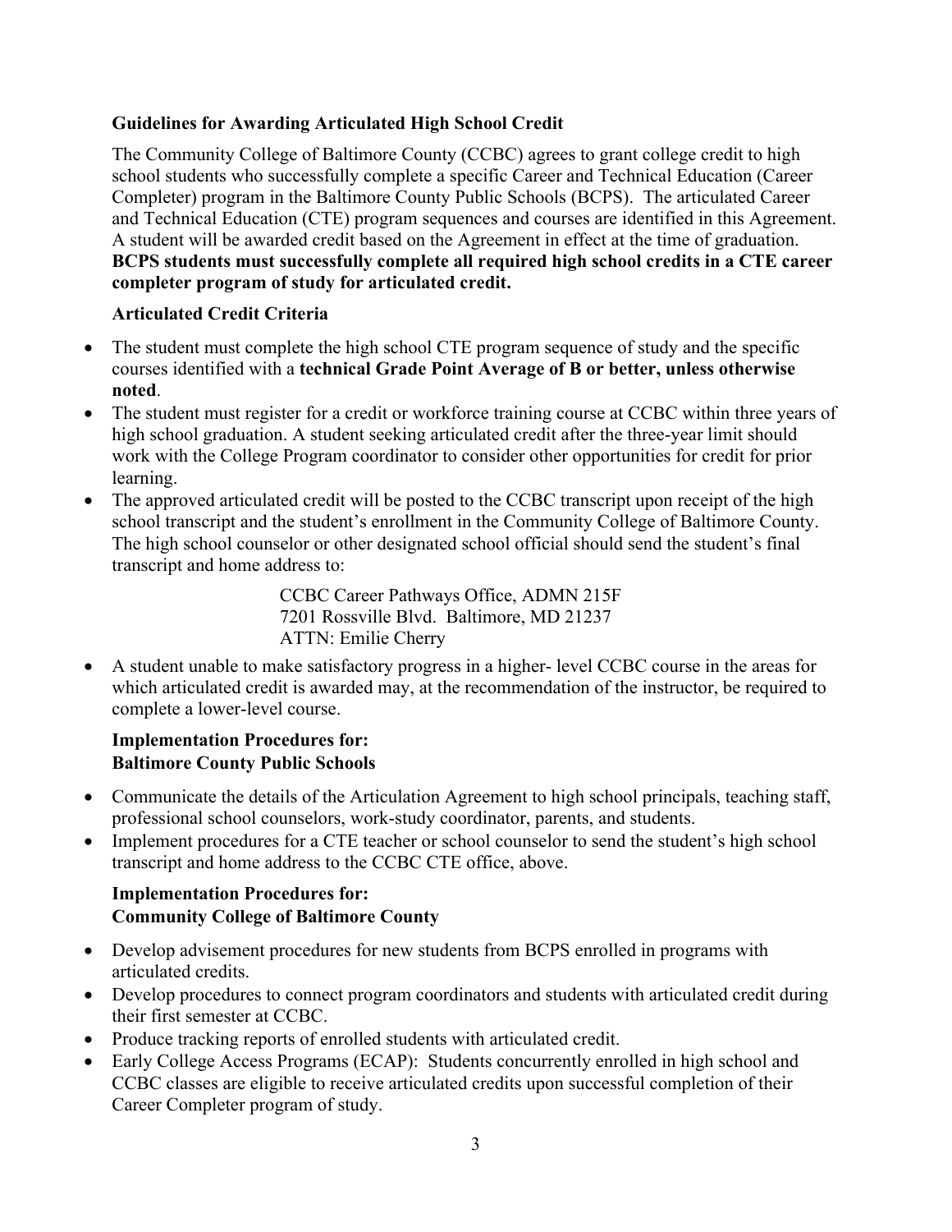## Guidelines for Awarding Articulated High School Credit

The Community College of Baltimore County (CCBC) agrees to grant college credit to high school students who successfully complete a specific Career and Technical Education (Career Completer) program in the Baltimore County Public Schools (BCPS). The articulated Career and Technical Education (CTE) program sequences and courses are identified in this Agreement. A student will be awarded credit based on the Agreement in effect at the time of graduation. **BCPS students must successfully complete all required high school credits in a CTE career completer program of study for articulated credit.**

### Articulated Credit Criteria

- The student must complete the high school CTE program sequence of study and the specific courses identified with a **technical Grade Point Average of B or better, unless otherwise noted**.
- The student must register for a credit or workforce training course at CCBC within three years of high school graduation. A student seeking articulated credit after the three-year limit should work with the College Program coordinator to consider other opportunities for credit for prior learning.
- The approved articulated credit will be posted to the CCBC transcript upon receipt of the high school transcript and the student's enrollment in the Community College of Baltimore County. The high school counselor or other designated school official should send the student's final transcript and home address to:

  CCBC Career Pathways Office, ADMN 215F
  7201 Rossville Blvd. Baltimore, MD 21237
  ATTN: Emilie Cherry

- A student unable to make satisfactory progress in a higher- level CCBC course in the areas for which articulated credit is awarded may, at the recommendation of the instructor, be required to complete a lower-level course.

### Implementation Procedures for: Baltimore County Public Schools

- Communicate the details of the Articulation Agreement to high school principals, teaching staff, professional school counselors, work-study coordinator, parents, and students.
- Implement procedures for a CTE teacher or school counselor to send the student's high school transcript and home address to the CCBC CTE office, above.

### Implementation Procedures for: Community College of Baltimore County

- Develop advisement procedures for new students from BCPS enrolled in programs with articulated credits.
- Develop procedures to connect program coordinators and students with articulated credit during their first semester at CCBC.
- Produce tracking reports of enrolled students with articulated credit.
- Early College Access Programs (ECAP): Students concurrently enrolled in high school and CCBC classes are eligible to receive articulated credits upon successful completion of their Career Completer program of study.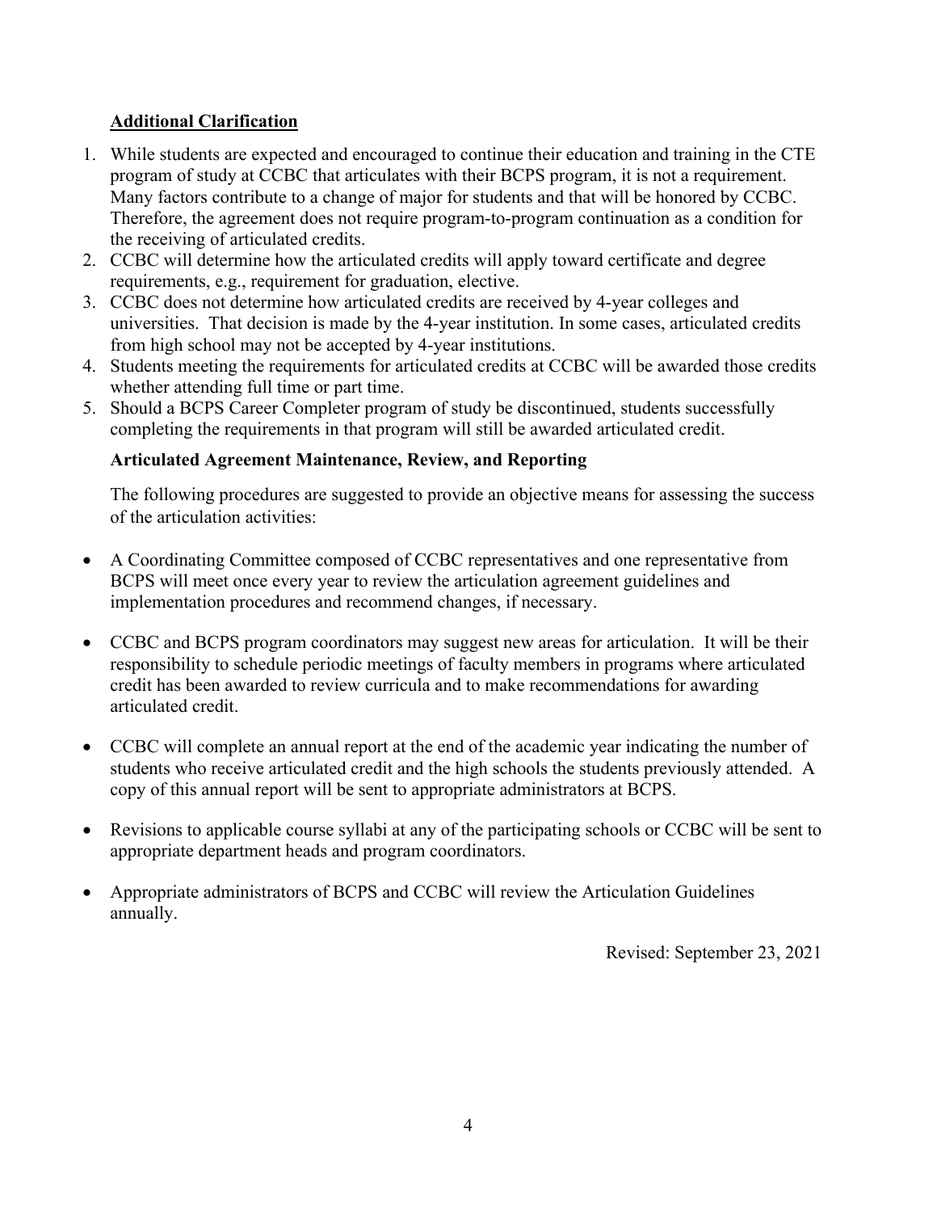## Additional Clarification

1. While students are expected and encouraged to continue their education and training in the CTE program of study at CCBC that articulates with their BCPS program, it is not a requirement. Many factors contribute to a change of major for students and that will be honored by CCBC. Therefore, the agreement does not require program-to-program continuation as a condition for the receiving of articulated credits.
2. CCBC will determine how the articulated credits will apply toward certificate and degree requirements, e.g., requirement for graduation, elective.
3. CCBC does not determine how articulated credits are received by 4-year colleges and universities. That decision is made by the 4-year institution. In some cases, articulated credits from high school may not be accepted by 4-year institutions.
4. Students meeting the requirements for articulated credits at CCBC will be awarded those credits whether attending full time or part time.
5. Should a BCPS Career Completer program of study be discontinued, students successfully completing the requirements in that program will still be awarded articulated credit.

### Articulated Agreement Maintenance, Review, and Reporting

The following procedures are suggested to provide an objective means for assessing the success of the articulation activities:

- A Coordinating Committee composed of CCBC representatives and one representative from BCPS will meet once every year to review the articulation agreement guidelines and implementation procedures and recommend changes, if necessary.
- CCBC and BCPS program coordinators may suggest new areas for articulation. It will be their responsibility to schedule periodic meetings of faculty members in programs where articulated credit has been awarded to review curricula and to make recommendations for awarding articulated credit.
- CCBC will complete an annual report at the end of the academic year indicating the number of students who receive articulated credit and the high schools the students previously attended. A copy of this annual report will be sent to appropriate administrators at BCPS.
- Revisions to applicable course syllabi at any of the participating schools or CCBC will be sent to appropriate department heads and program coordinators.
- Appropriate administrators of BCPS and CCBC will review the Articulation Guidelines annually.

Revised: September 23, 2021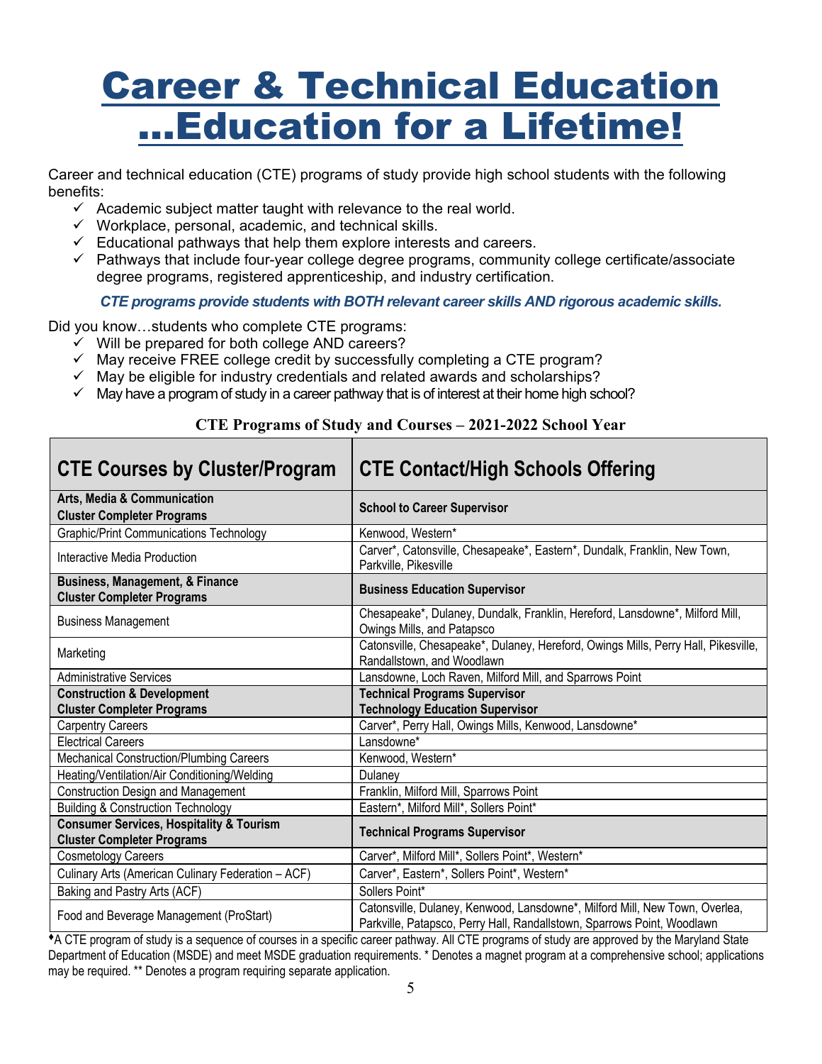# Career & Technical Education …Education for a Lifetime!

Career and technical education (CTE) programs of study provide high school students with the following benefits:

- ✓ Academic subject matter taught with relevance to the real world.
- ✓ Workplace, personal, academic, and technical skills.
- ✓ Educational pathways that help them explore interests and careers.
- ✓ Pathways that include four-year college degree programs, community college certificate/associate degree programs, registered apprenticeship, and industry certification.

***CTE programs provide students with BOTH relevant career skills AND rigorous academic skills.***

Did you know…students who complete CTE programs:

- ✓ Will be prepared for both college AND careers?
- ✓ May receive FREE college credit by successfully completing a CTE program?
- ✓ May be eligible for industry credentials and related awards and scholarships?
- ✓ May have a program of study in a career pathway that is of interest at their home high school?

**CTE Programs of Study and Courses – 2021-2022 School Year**

| CTE Courses by Cluster/Program | CTE Contact/High Schools Offering |
|---|---|
| **Arts, Media & Communication Cluster Completer Programs** | **School to Career Supervisor** |
| Graphic/Print Communications Technology | Kenwood, Western* |
| Interactive Media Production | Carver*, Catonsville, Chesapeake*, Eastern*, Dundalk, Franklin, New Town, Parkville, Pikesville |
| **Business, Management, & Finance Cluster Completer Programs** | **Business Education Supervisor** |
| Business Management | Chesapeake*, Dulaney, Dundalk, Franklin, Hereford, Lansdowne*, Milford Mill, Owings Mills, and Patapsco |
| Marketing | Catonsville, Chesapeake*, Dulaney, Hereford, Owings Mills, Perry Hall, Pikesville, Randallstown, and Woodlawn |
| Administrative Services | Lansdowne, Loch Raven, Milford Mill, and Sparrows Point |
| **Construction & Development Cluster Completer Programs** | **Technical Programs Supervisor Technology Education Supervisor** |
| Carpentry Careers | Carver*, Perry Hall, Owings Mills, Kenwood, Lansdowne* |
| Electrical Careers | Lansdowne* |
| Mechanical Construction/Plumbing Careers | Kenwood, Western* |
| Heating/Ventilation/Air Conditioning/Welding | Dulaney |
| Construction Design and Management | Franklin, Milford Mill, Sparrows Point |
| Building & Construction Technology | Eastern*, Milford Mill*, Sollers Point* |
| **Consumer Services, Hospitality & Tourism Cluster Completer Programs** | **Technical Programs Supervisor** |
| Cosmetology Careers | Carver*, Milford Mill*, Sollers Point*, Western* |
| Culinary Arts (American Culinary Federation – ACF) | Carver*, Eastern*, Sollers Point*, Western* |
| Baking and Pastry Arts (ACF) | Sollers Point* |
| Food and Beverage Management (ProStart) | Catonsville, Dulaney, Kenwood, Lansdowne*, Milford Mill, New Town, Overlea, Parkville, Patapsco, Perry Hall, Randallstown, Sparrows Point, Woodlawn |

♦A CTE program of study is a sequence of courses in a specific career pathway. All CTE programs of study are approved by the Maryland State Department of Education (MSDE) and meet MSDE graduation requirements. * Denotes a magnet program at a comprehensive school; applications may be required. ** Denotes a program requiring separate application.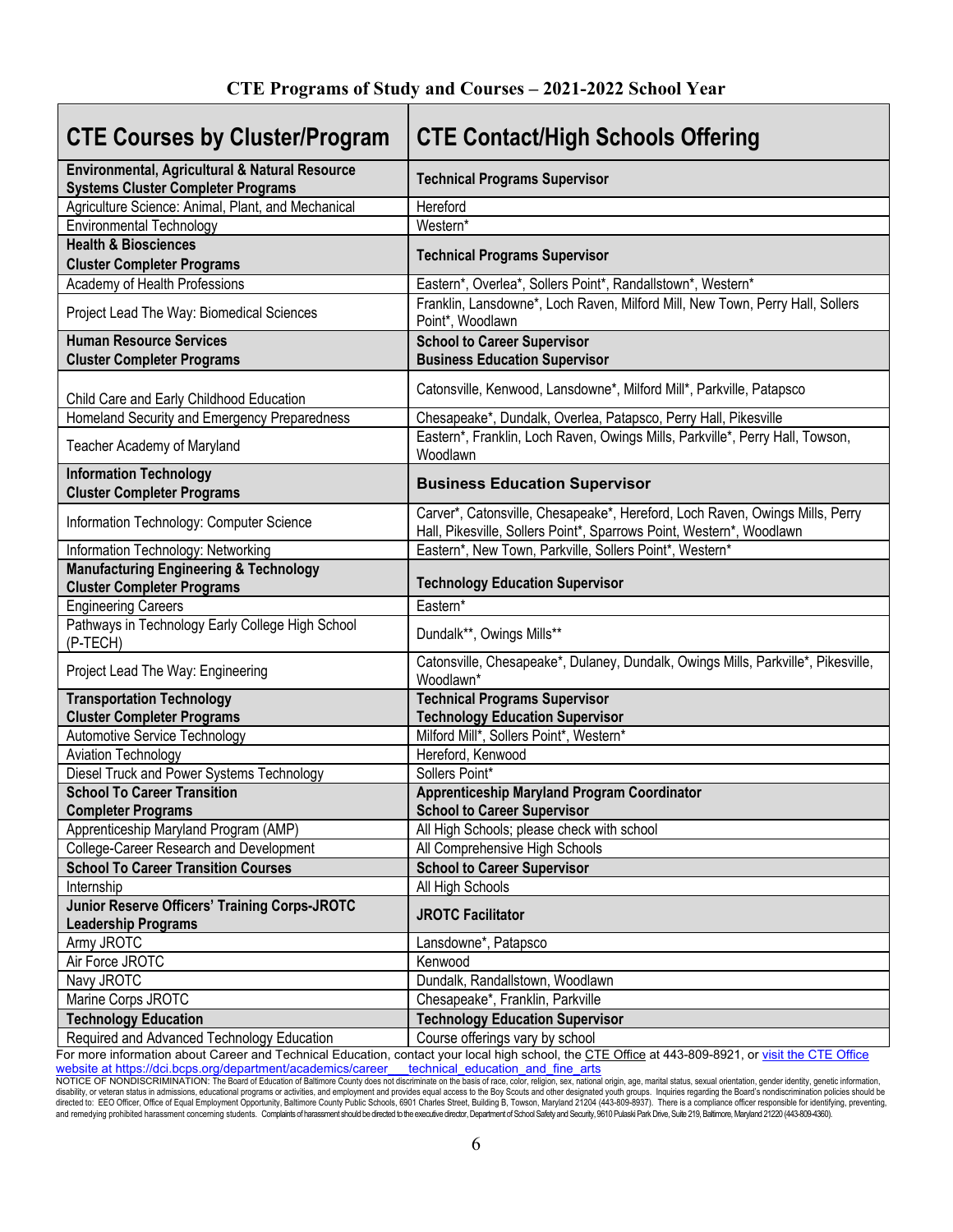## CTE Programs of Study and Courses – 2021-2022 School Year

| CTE Courses by Cluster/Program | CTE Contact/High Schools Offering |
|---|---|
| **Environmental, Agricultural & Natural Resource Systems Cluster Completer Programs** | **Technical Programs Supervisor** |
| Agriculture Science: Animal, Plant, and Mechanical | Hereford |
| Environmental Technology | Western* |
| **Health & Biosciences Cluster Completer Programs** | **Technical Programs Supervisor** |
| Academy of Health Professions | Eastern*, Overlea*, Sollers Point*, Randallstown*, Western* |
| Project Lead The Way: Biomedical Sciences | Franklin, Lansdowne*, Loch Raven, Milford Mill, New Town, Perry Hall, Sollers Point*, Woodlawn |
| **Human Resource Services Cluster Completer Programs** | **School to Career Supervisor Business Education Supervisor** |
| Child Care and Early Childhood Education | Catonsville, Kenwood, Lansdowne*, Milford Mill*, Parkville, Patapsco |
| Homeland Security and Emergency Preparedness | Chesapeake*, Dundalk, Overlea, Patapsco, Perry Hall, Pikesville |
| Teacher Academy of Maryland | Eastern*, Franklin, Loch Raven, Owings Mills, Parkville*, Perry Hall, Towson, Woodlawn |
| **Information Technology Cluster Completer Programs** | **Business Education Supervisor** |
| Information Technology: Computer Science | Carver*, Catonsville, Chesapeake*, Hereford, Loch Raven, Owings Mills, Perry Hall, Pikesville, Sollers Point*, Sparrows Point, Western*, Woodlawn |
| Information Technology: Networking | Eastern*, New Town, Parkville, Sollers Point*, Western* |
| **Manufacturing Engineering & Technology Cluster Completer Programs** | **Technology Education Supervisor** |
| Engineering Careers | Eastern* |
| Pathways in Technology Early College High School (P-TECH) | Dundalk**, Owings Mills** |
| Project Lead The Way: Engineering | Catonsville, Chesapeake*, Dulaney, Dundalk, Owings Mills, Parkville*, Pikesville, Woodlawn* |
| **Transportation Technology Cluster Completer Programs** | **Technical Programs Supervisor Technology Education Supervisor** |
| Automotive Service Technology | Milford Mill*, Sollers Point*, Western* |
| Aviation Technology | Hereford, Kenwood |
| Diesel Truck and Power Systems Technology | Sollers Point* |
| **School To Career Transition Completer Programs** | **Apprenticeship Maryland Program Coordinator School to Career Supervisor** |
| Apprenticeship Maryland Program (AMP) | All High Schools; please check with school |
| College-Career Research and Development | All Comprehensive High Schools |
| **School To Career Transition Courses** | **School to Career Supervisor** |
| Internship | All High Schools |
| **Junior Reserve Officers' Training Corps-JROTC Leadership Programs** | **JROTC Facilitator** |
| Army JROTC | Lansdowne*, Patapsco |
| Air Force JROTC | Kenwood |
| Navy JROTC | Dundalk, Randallstown, Woodlawn |
| Marine Corps JROTC | Chesapeake*, Franklin, Parkville |
| **Technology Education** | **Technology Education Supervisor** |
| Required and Advanced Technology Education | Course offerings vary by school |

For more information about Career and Technical Education, contact your local high school, the CTE Office at 443-809-8921, or visit the CTE Office website at https://dci.bcps.org/department/academics/career___technical_education_and_fine_arts

NOTICE OF NONDISCRIMINATION: The Board of Education of Baltimore County does not discriminate on the basis of race, color, religion, sex, national origin, age, marital status, sexual orientation, gender identity, genetic information, disability, or veteran status in admissions, educational programs or activities, and employment and provides equal access to the Boy Scouts and other designated youth groups. Inquiries regarding the Board's nondiscrimination policies should be directed to: EEO Officer, Office of Equal Employment Opportunity, Baltimore County Public Schools, 6901 Charles Street, Building B, Towson, Maryland 21204 (443-809-8937). There is a compliance officer responsible for identifying, preventing, and remedying prohibited harassment concerning students. Complaints of harassment should be directed to the executive director, Department of School Safety and Security, 9610 Pulaski Park Drive, Suite 219, Baltimore, Maryland 21220 (443-809-4360).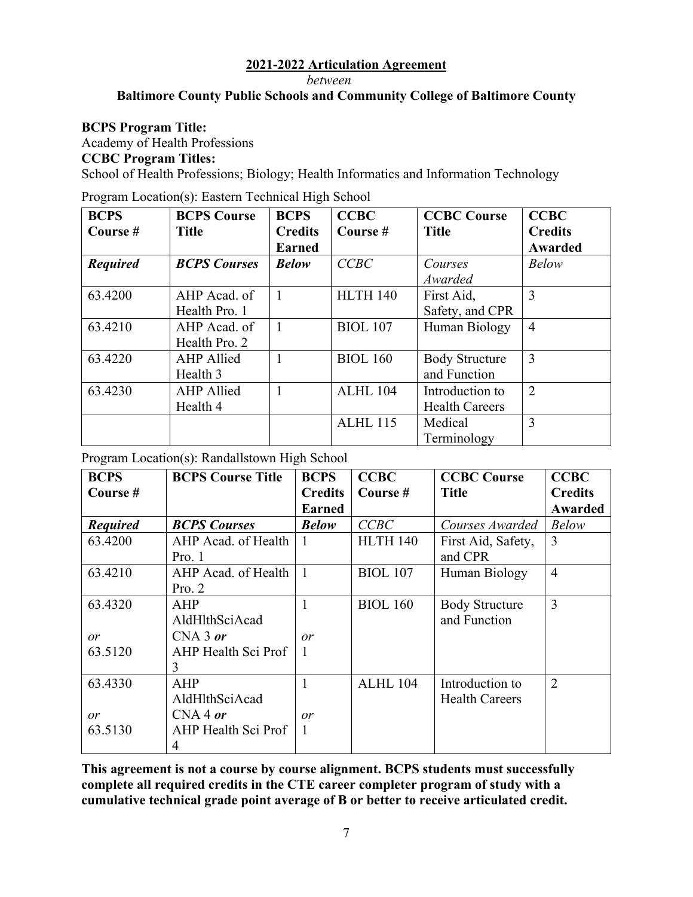**2021-2022 Articulation Agreement**

*between*

**Baltimore County Public Schools and Community College of Baltimore County**

**BCPS Program Title:**
Academy of Health Professions
**CCBC Program Titles:**
School of Health Professions; Biology; Health Informatics and Information Technology

Program Location(s): Eastern Technical High School

| BCPS Course # | BCPS Course Title | BCPS Credits Earned | CCBC Course # | CCBC Course Title | CCBC Credits Awarded |
|---|---|---|---|---|---|
| ***Required*** | ***BCPS Courses*** | ***Below*** | *CCBC* | *Courses Awarded* | *Below* |
| 63.4200 | AHP Acad. of Health Pro. 1 | 1 | HLTH 140 | First Aid, Safety, and CPR | 3 |
| 63.4210 | AHP Acad. of Health Pro. 2 | 1 | BIOL 107 | Human Biology | 4 |
| 63.4220 | AHP Allied Health 3 | 1 | BIOL 160 | Body Structure and Function | 3 |
| 63.4230 | AHP Allied Health 4 | 1 | ALHL 104 | Introduction to Health Careers | 2 |
| | | | ALHL 115 | Medical Terminology | 3 |

Program Location(s): Randallstown High School

| BCPS Course # | BCPS Course Title | BCPS Credits Earned | CCBC Course # | CCBC Course Title | CCBC Credits Awarded |
|---|---|---|---|---|---|
| ***Required*** | ***BCPS Courses*** | ***Below*** | *CCBC* | *Courses Awarded* | *Below* |
| 63.4200 | AHP Acad. of Health Pro. 1 | 1 | HLTH 140 | First Aid, Safety, and CPR | 3 |
| 63.4210 | AHP Acad. of Health Pro. 2 | 1 | BIOL 107 | Human Biology | 4 |
| 63.4320 *or* 63.5120 | AHP AldHlthSciAcad CNA 3 ***or*** AHP Health Sci Prof 3 | 1 *or* 1 | BIOL 160 | Body Structure and Function | 3 |
| 63.4330 *or* 63.5130 | AHP AldHlthSciAcad CNA 4 ***or*** AHP Health Sci Prof 4 | 1 *or* 1 | ALHL 104 | Introduction to Health Careers | 2 |

**This agreement is not a course by course alignment. BCPS students must successfully complete all required credits in the CTE career completer program of study with a cumulative technical grade point average of B or better to receive articulated credit.**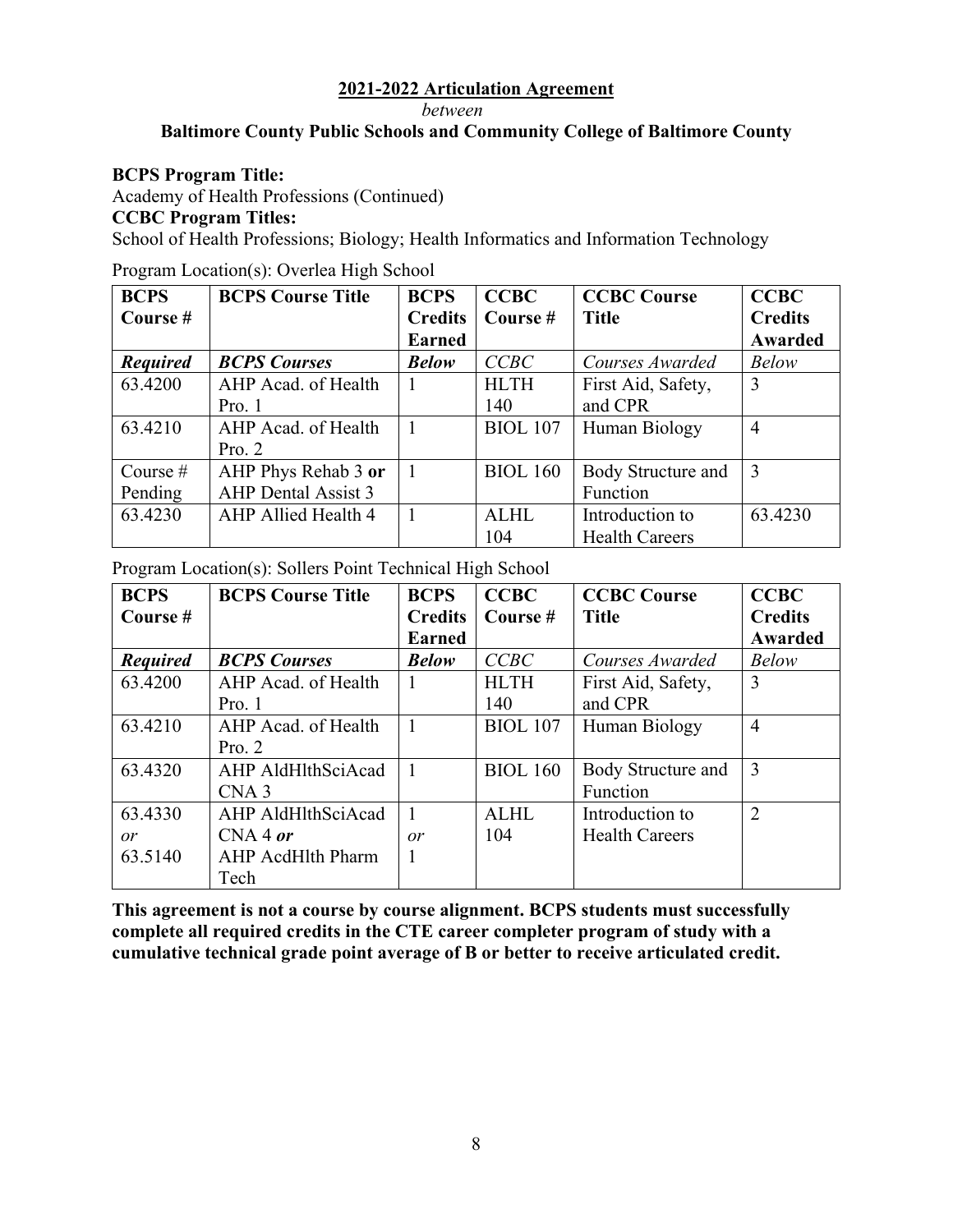**2021-2022 Articulation Agreement**

*between*

**Baltimore County Public Schools and Community College of Baltimore County**

**BCPS Program Title:**

Academy of Health Professions (Continued)

**CCBC Program Titles:**

School of Health Professions; Biology; Health Informatics and Information Technology

Program Location(s): Overlea High School

| **BCPS Course #** | **BCPS Course Title** | **BCPS Credits Earned** | **CCBC Course #** | **CCBC Course Title** | **CCBC Credits Awarded** |
|---|---|---|---|---|---|
| ***Required*** | ***BCPS Courses*** | ***Below*** | *CCBC* | *Courses Awarded* | *Below* |
| 63.4200 | AHP Acad. of Health Pro. 1 | 1 | HLTH 140 | First Aid, Safety, and CPR | 3 |
| 63.4210 | AHP Acad. of Health Pro. 2 | 1 | BIOL 107 | Human Biology | 4 |
| Course # Pending | AHP Phys Rehab 3 **or** AHP Dental Assist 3 | 1 | BIOL 160 | Body Structure and Function | 3 |
| 63.4230 | AHP Allied Health 4 | 1 | ALHL 104 | Introduction to Health Careers | 63.4230 |

Program Location(s): Sollers Point Technical High School

| **BCPS Course #** | **BCPS Course Title** | **BCPS Credits Earned** | **CCBC Course #** | **CCBC Course Title** | **CCBC Credits Awarded** |
|---|---|---|---|---|---|
| ***Required*** | ***BCPS Courses*** | ***Below*** | *CCBC* | *Courses Awarded* | *Below* |
| 63.4200 | AHP Acad. of Health Pro. 1 | 1 | HLTH 140 | First Aid, Safety, and CPR | 3 |
| 63.4210 | AHP Acad. of Health Pro. 2 | 1 | BIOL 107 | Human Biology | 4 |
| 63.4320 | AHP AldHlthSciAcad CNA 3 | 1 | BIOL 160 | Body Structure and Function | 3 |
| 63.4330 *or* 63.5140 | AHP AldHlthSciAcad CNA 4 ***or*** AHP AcdHlth Pharm Tech | 1 *or* 1 | ALHL 104 | Introduction to Health Careers | 2 |

**This agreement is not a course by course alignment. BCPS students must successfully complete all required credits in the CTE career completer program of study with a cumulative technical grade point average of B or better to receive articulated credit.**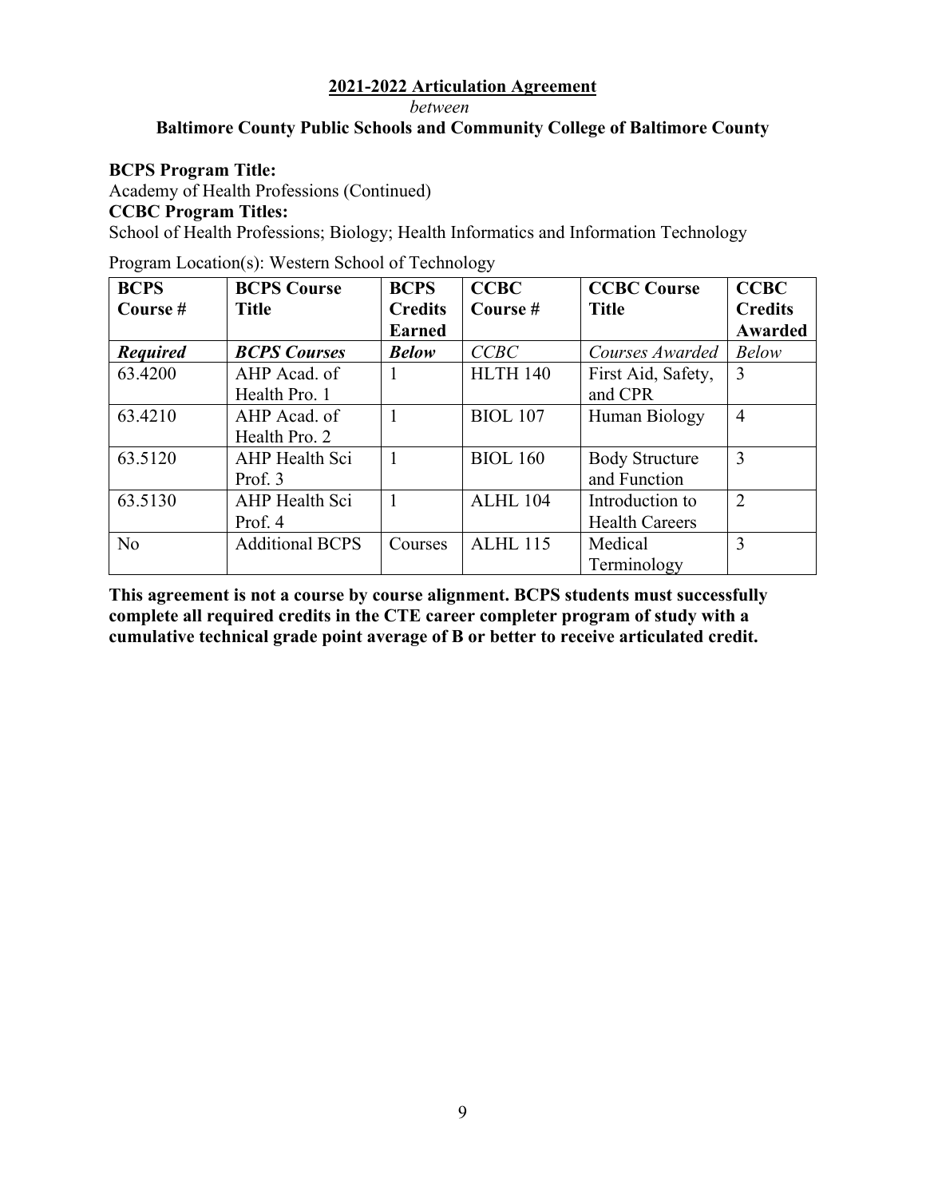**2021-2022 Articulation Agreement**

*between*

**Baltimore County Public Schools and Community College of Baltimore County**

**BCPS Program Title:**

Academy of Health Professions (Continued)

**CCBC Program Titles:**

School of Health Professions; Biology; Health Informatics and Information Technology

Program Location(s): Western School of Technology

| BCPS Course # | BCPS Course Title | BCPS Credits Earned | CCBC Course # | CCBC Course Title | CCBC Credits Awarded |
|---|---|---|---|---|---|
| ***Required*** | ***BCPS Courses*** | ***Below*** | *CCBC* | *Courses Awarded* | *Below* |
| 63.4200 | AHP Acad. of Health Pro. 1 | 1 | HLTH 140 | First Aid, Safety, and CPR | 3 |
| 63.4210 | AHP Acad. of Health Pro. 2 | 1 | BIOL 107 | Human Biology | 4 |
| 63.5120 | AHP Health Sci Prof. 3 | 1 | BIOL 160 | Body Structure and Function | 3 |
| 63.5130 | AHP Health Sci Prof. 4 | 1 | ALHL 104 | Introduction to Health Careers | 2 |
| No | Additional BCPS | Courses | ALHL 115 | Medical Terminology | 3 |

**This agreement is not a course by course alignment. BCPS students must successfully complete all required credits in the CTE career completer program of study with a cumulative technical grade point average of B or better to receive articulated credit.**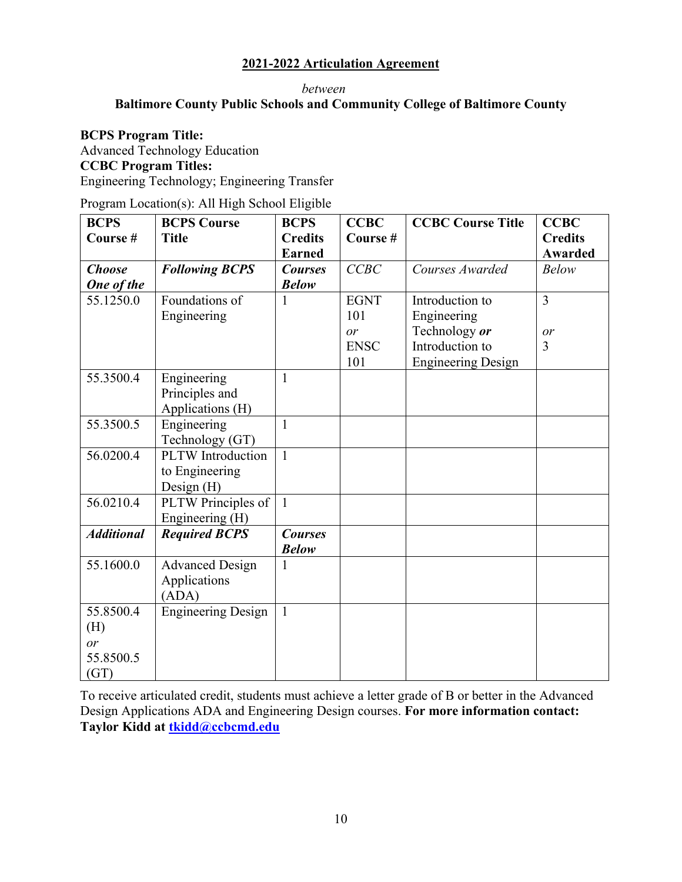## 2021-2022 Articulation Agreement

*between*

**Baltimore County Public Schools and Community College of Baltimore County**

**BCPS Program Title:**
Advanced Technology Education
**CCBC Program Titles:**
Engineering Technology; Engineering Transfer

Program Location(s): All High School Eligible

| BCPS Course # | BCPS Course Title | BCPS Credits Earned | CCBC Course # | CCBC Course Title | CCBC Credits Awarded |
|---|---|---|---|---|---|
| ***Choose One of the*** | ***Following BCPS*** | ***Courses Below*** | *CCBC* | *Courses Awarded* | *Below* |
| 55.1250.0 | Foundations of Engineering | 1 | EGNT 101 *or* ENSC 101 | Introduction to Engineering Technology ***or*** Introduction to Engineering Design | 3 *or* 3 |
| 55.3500.4 | Engineering Principles and Applications (H) | 1 | | | |
| 55.3500.5 | Engineering Technology (GT) | 1 | | | |
| 56.0200.4 | PLTW Introduction to Engineering Design (H) | 1 | | | |
| 56.0210.4 | PLTW Principles of Engineering (H) | 1 | | | |
| ***Additional*** | ***Required BCPS*** | ***Courses Below*** | | | |
| 55.1600.0 | Advanced Design Applications (ADA) | 1 | | | |
| 55.8500.4 (H) *or* 55.8500.5 (GT) | Engineering Design | 1 | | | |

To receive articulated credit, students must achieve a letter grade of B or better in the Advanced Design Applications ADA and Engineering Design courses. **For more information contact: Taylor Kidd at [tkidd@ccbcmd.edu](mailto:tkidd@ccbcmd.edu)**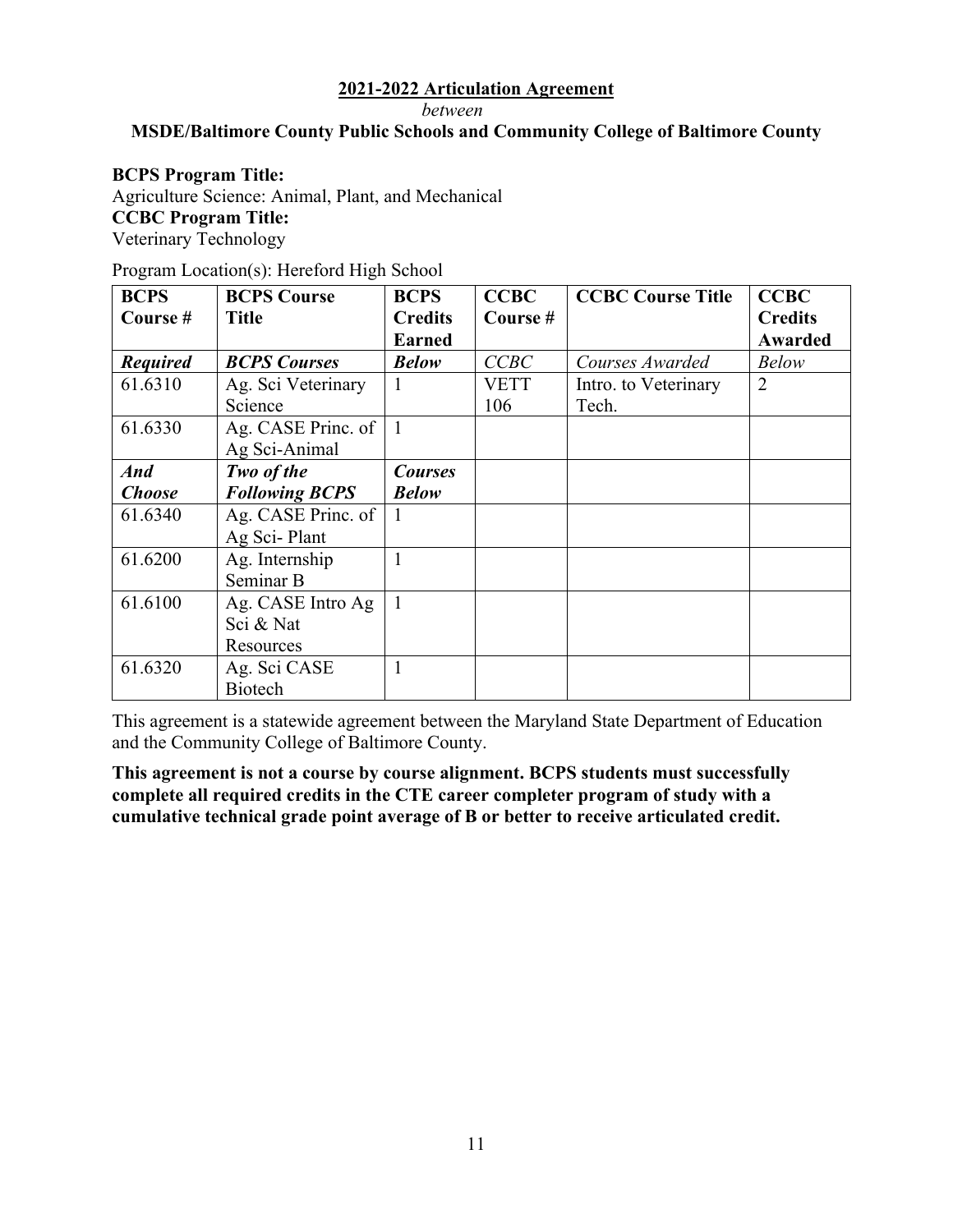**2021-2022 Articulation Agreement**

*between*

**MSDE/Baltimore County Public Schools and Community College of Baltimore County**

**BCPS Program Title:**
Agriculture Science: Animal, Plant, and Mechanical
**CCBC Program Title:**
Veterinary Technology

Program Location(s): Hereford High School

| BCPS Course # | BCPS Course Title | BCPS Credits Earned | CCBC Course # | CCBC Course Title | CCBC Credits Awarded |
|---|---|---|---|---|---|
| ***Required*** | ***BCPS Courses*** | ***Below*** | *CCBC* | *Courses Awarded* | *Below* |
| 61.6310 | Ag. Sci Veterinary Science | 1 | VETT 106 | Intro. to Veterinary Tech. | 2 |
| 61.6330 | Ag. CASE Princ. of Ag Sci-Animal | 1 | | | |
| ***And Choose*** | ***Two of the Following BCPS*** | ***Courses Below*** | | | |
| 61.6340 | Ag. CASE Princ. of Ag Sci- Plant | 1 | | | |
| 61.6200 | Ag. Internship Seminar B | 1 | | | |
| 61.6100 | Ag. CASE Intro Ag Sci & Nat Resources | 1 | | | |
| 61.6320 | Ag. Sci CASE Biotech | 1 | | | |

This agreement is a statewide agreement between the Maryland State Department of Education and the Community College of Baltimore County.

**This agreement is not a course by course alignment. BCPS students must successfully complete all required credits in the CTE career completer program of study with a cumulative technical grade point average of B or better to receive articulated credit.**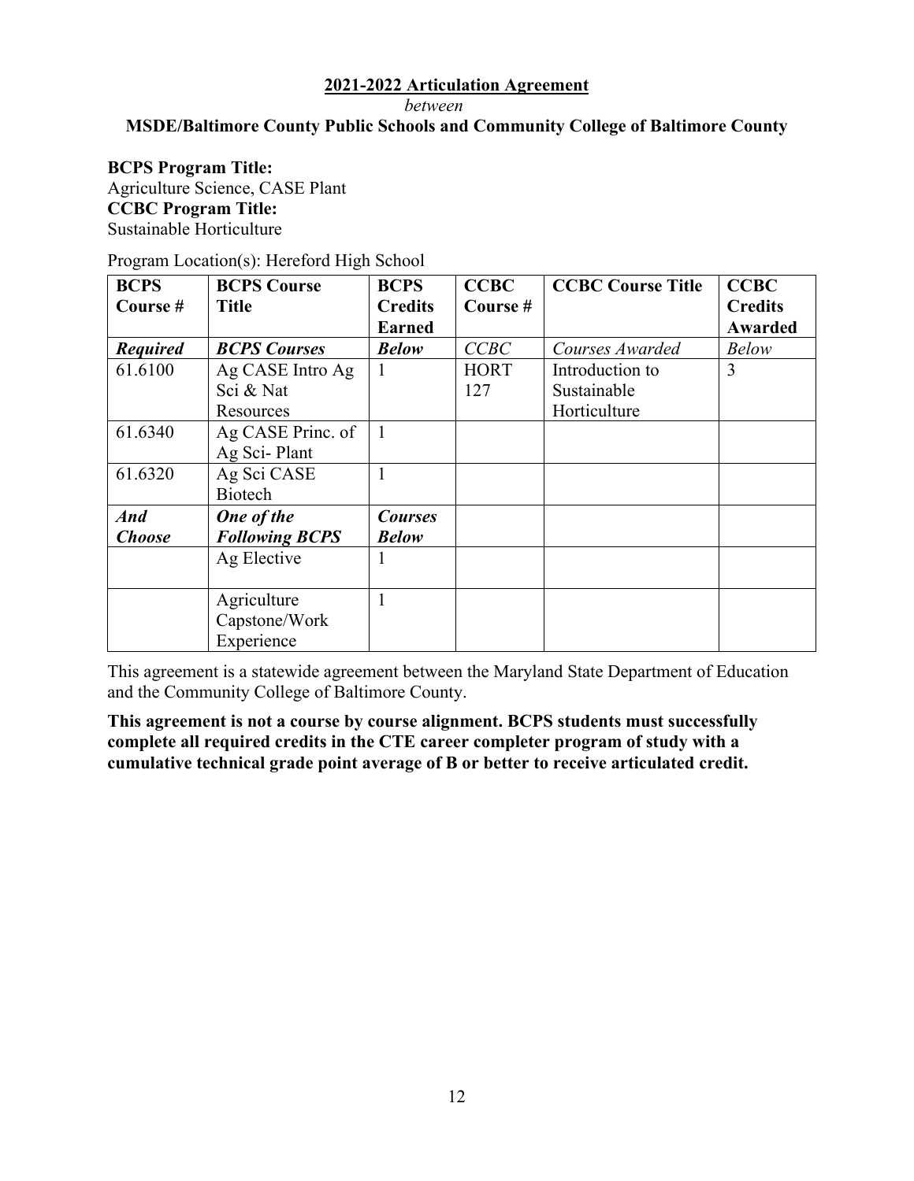**2021-2022 Articulation Agreement**

*between*

**MSDE/Baltimore County Public Schools and Community College of Baltimore County**

**BCPS Program Title:**
Agriculture Science, CASE Plant
**CCBC Program Title:**
Sustainable Horticulture

Program Location(s): Hereford High School

| **BCPS Course #** | **BCPS Course Title** | **BCPS Credits Earned** | **CCBC Course #** | **CCBC Course Title** | **CCBC Credits Awarded** |
|---|---|---|---|---|---|
| ***Required*** | ***BCPS Courses*** | ***Below*** | *CCBC* | *Courses Awarded* | *Below* |
| 61.6100 | Ag CASE Intro Ag Sci & Nat Resources | 1 | HORT 127 | Introduction to Sustainable Horticulture | 3 |
| 61.6340 | Ag CASE Princ. of Ag Sci- Plant | 1 | | | |
| 61.6320 | Ag Sci CASE Biotech | 1 | | | |
| ***And Choose*** | ***One of the Following BCPS*** | ***Courses Below*** | | | |
| | Ag Elective | 1 | | | |
| | Agriculture Capstone/Work Experience | 1 | | | |

This agreement is a statewide agreement between the Maryland State Department of Education and the Community College of Baltimore County.

**This agreement is not a course by course alignment. BCPS students must successfully complete all required credits in the CTE career completer program of study with a cumulative technical grade point average of B or better to receive articulated credit.**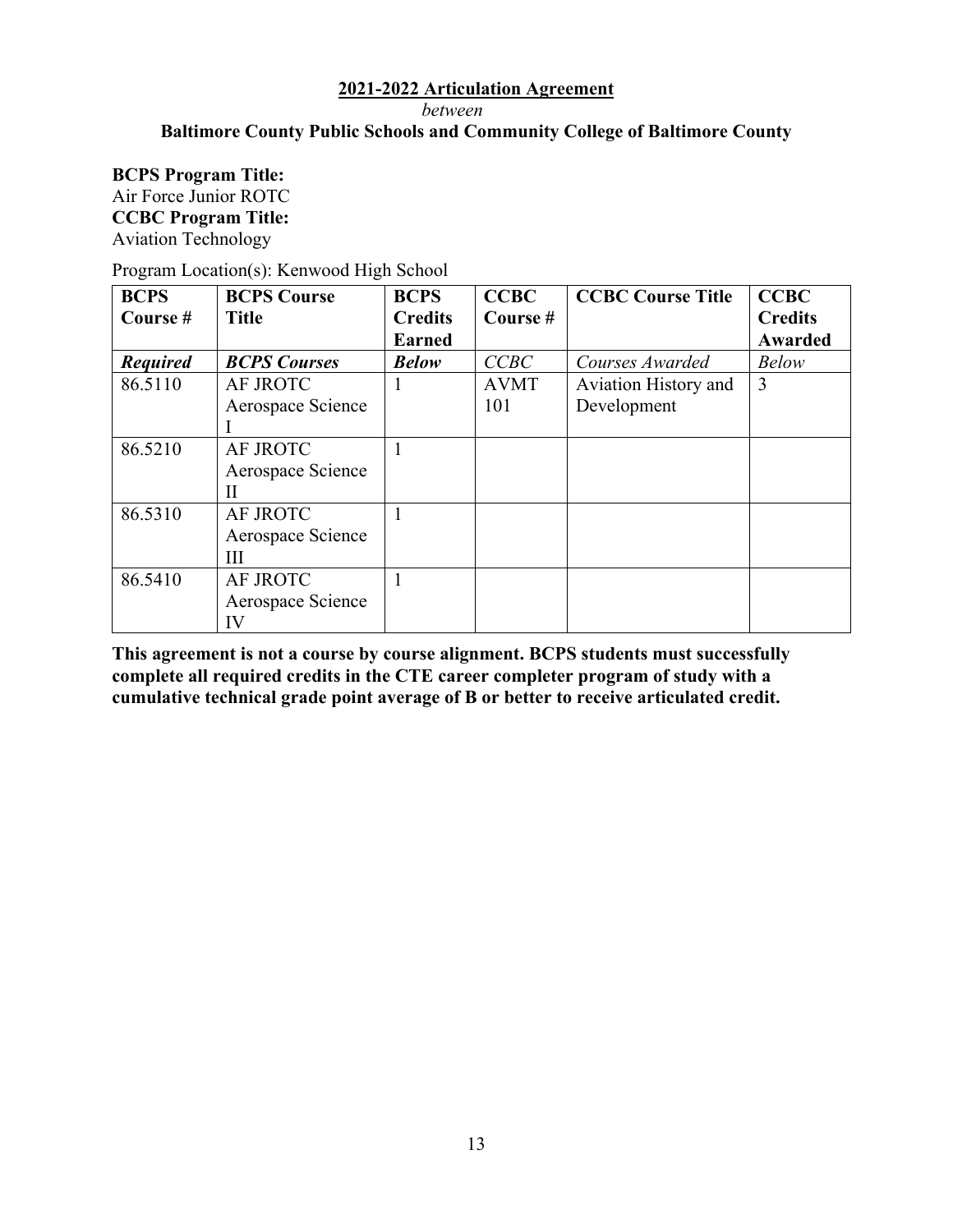**2021-2022 Articulation Agreement**

*between*

**Baltimore County Public Schools and Community College of Baltimore County**

**BCPS Program Title:**
Air Force Junior ROTC
**CCBC Program Title:**
Aviation Technology

Program Location(s): Kenwood High School

| BCPS Course # | BCPS Course Title | BCPS Credits Earned | CCBC Course # | CCBC Course Title | CCBC Credits Awarded |
|---|---|---|---|---|---|
| ***Required*** | ***BCPS Courses*** | ***Below*** | *CCBC* | *Courses Awarded* | *Below* |
| 86.5110 | AF JROTC Aerospace Science I | 1 | AVMT 101 | Aviation History and Development | 3 |
| 86.5210 | AF JROTC Aerospace Science II | 1 | | | |
| 86.5310 | AF JROTC Aerospace Science III | 1 | | | |
| 86.5410 | AF JROTC Aerospace Science IV | 1 | | | |

**This agreement is not a course by course alignment. BCPS students must successfully complete all required credits in the CTE career completer program of study with a cumulative technical grade point average of B or better to receive articulated credit.**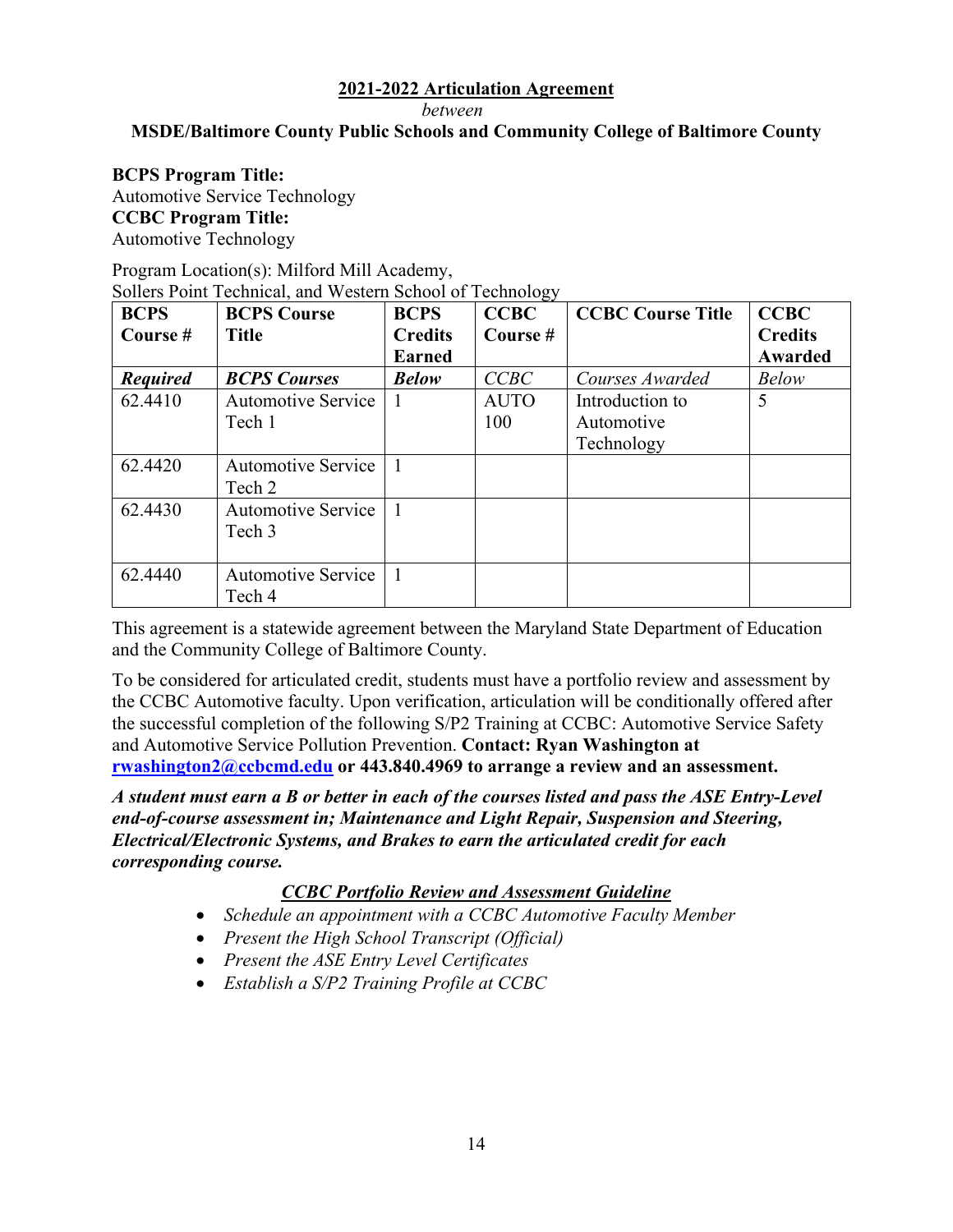**2021-2022 Articulation Agreement**

*between*

**MSDE/Baltimore County Public Schools and Community College of Baltimore County**

**BCPS Program Title:**
Automotive Service Technology
**CCBC Program Title:**
Automotive Technology

Program Location(s): Milford Mill Academy,
Sollers Point Technical, and Western School of Technology

| BCPS Course # | BCPS Course Title | BCPS Credits Earned | CCBC Course # | CCBC Course Title | CCBC Credits Awarded |
|---|---|---|---|---|---|
| ***Required*** | ***BCPS Courses*** | ***Below*** | *CCBC* | *Courses Awarded* | *Below* |
| 62.4410 | Automotive Service Tech 1 | 1 | AUTO 100 | Introduction to Automotive Technology | 5 |
| 62.4420 | Automotive Service Tech 2 | 1 | | | |
| 62.4430 | Automotive Service Tech 3 | 1 | | | |
| 62.4440 | Automotive Service Tech 4 | 1 | | | |

This agreement is a statewide agreement between the Maryland State Department of Education and the Community College of Baltimore County.

To be considered for articulated credit, students must have a portfolio review and assessment by the CCBC Automotive faculty. Upon verification, articulation will be conditionally offered after the successful completion of the following S/P2 Training at CCBC: Automotive Service Safety and Automotive Service Pollution Prevention. **Contact: Ryan Washington at rwashington2@ccbcmd.edu or 443.840.4969 to arrange a review and an assessment.**

***A student must earn a B or better in each of the courses listed and pass the ASE Entry-Level end-of-course assessment in; Maintenance and Light Repair, Suspension and Steering, Electrical/Electronic Systems, and Brakes to earn the articulated credit for each corresponding course.***

***CCBC Portfolio Review and Assessment Guideline***

- *Schedule an appointment with a CCBC Automotive Faculty Member*
- *Present the High School Transcript (Official)*
- *Present the ASE Entry Level Certificates*
- *Establish a S/P2 Training Profile at CCBC*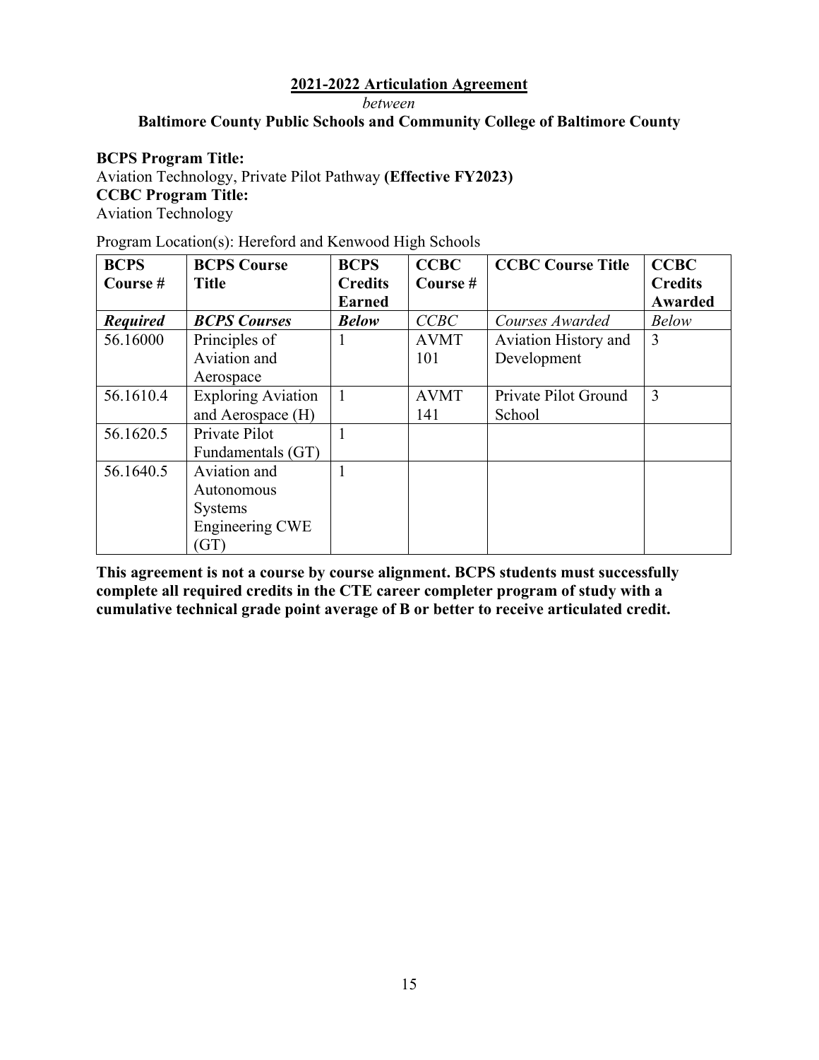**2021-2022 Articulation Agreement**

*between*

**Baltimore County Public Schools and Community College of Baltimore County**

**BCPS Program Title:**
Aviation Technology, Private Pilot Pathway **(Effective FY2023)**
**CCBC Program Title:**
Aviation Technology

Program Location(s): Hereford and Kenwood High Schools

| BCPS Course # | BCPS Course Title | BCPS Credits Earned | CCBC Course # | CCBC Course Title | CCBC Credits Awarded |
|---|---|---|---|---|---|
| ***Required*** | ***BCPS Courses*** | ***Below*** | *CCBC* | *Courses Awarded* | *Below* |
| 56.16000 | Principles of Aviation and Aerospace | 1 | AVMT 101 | Aviation History and Development | 3 |
| 56.1610.4 | Exploring Aviation and Aerospace (H) | 1 | AVMT 141 | Private Pilot Ground School | 3 |
| 56.1620.5 | Private Pilot Fundamentals (GT) | 1 | | | |
| 56.1640.5 | Aviation and Autonomous Systems Engineering CWE (GT) | 1 | | | |

**This agreement is not a course by course alignment. BCPS students must successfully complete all required credits in the CTE career completer program of study with a cumulative technical grade point average of B or better to receive articulated credit.**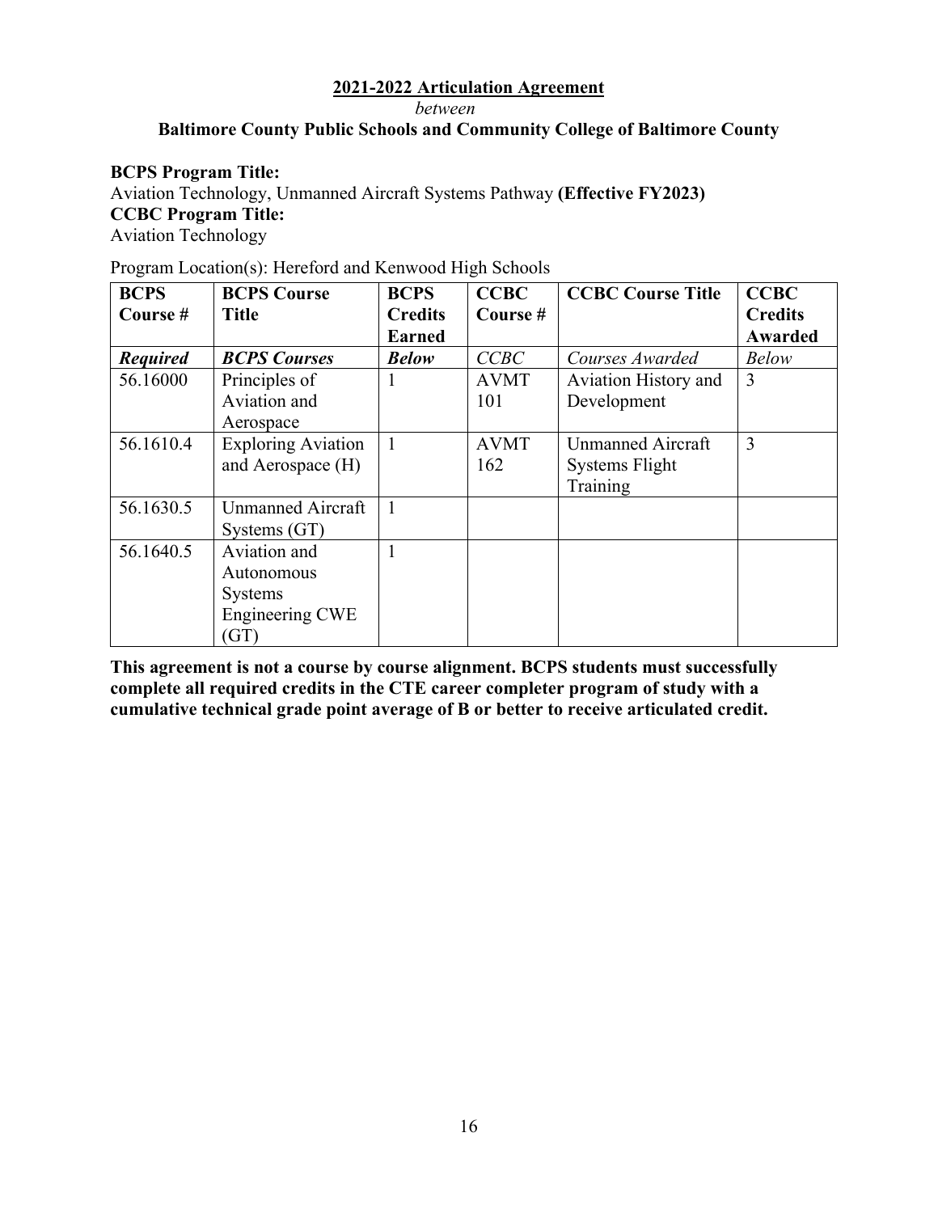**2021-2022 Articulation Agreement**

*between*

**Baltimore County Public Schools and Community College of Baltimore County**

**BCPS Program Title:**
Aviation Technology, Unmanned Aircraft Systems Pathway **(Effective FY2023)**
**CCBC Program Title:**
Aviation Technology

Program Location(s): Hereford and Kenwood High Schools

| **BCPS Course #** | **BCPS Course Title** | **BCPS Credits Earned** | **CCBC Course #** | **CCBC Course Title** | **CCBC Credits Awarded** |
|---|---|---|---|---|---|
| ***Required*** | ***BCPS Courses*** | ***Below*** | *CCBC* | *Courses Awarded* | *Below* |
| 56.16000 | Principles of Aviation and Aerospace | 1 | AVMT 101 | Aviation History and Development | 3 |
| 56.1610.4 | Exploring Aviation and Aerospace (H) | 1 | AVMT 162 | Unmanned Aircraft Systems Flight Training | 3 |
| 56.1630.5 | Unmanned Aircraft Systems (GT) | 1 | | | |
| 56.1640.5 | Aviation and Autonomous Systems Engineering CWE (GT) | 1 | | | |

**This agreement is not a course by course alignment. BCPS students must successfully complete all required credits in the CTE career completer program of study with a cumulative technical grade point average of B or better to receive articulated credit.**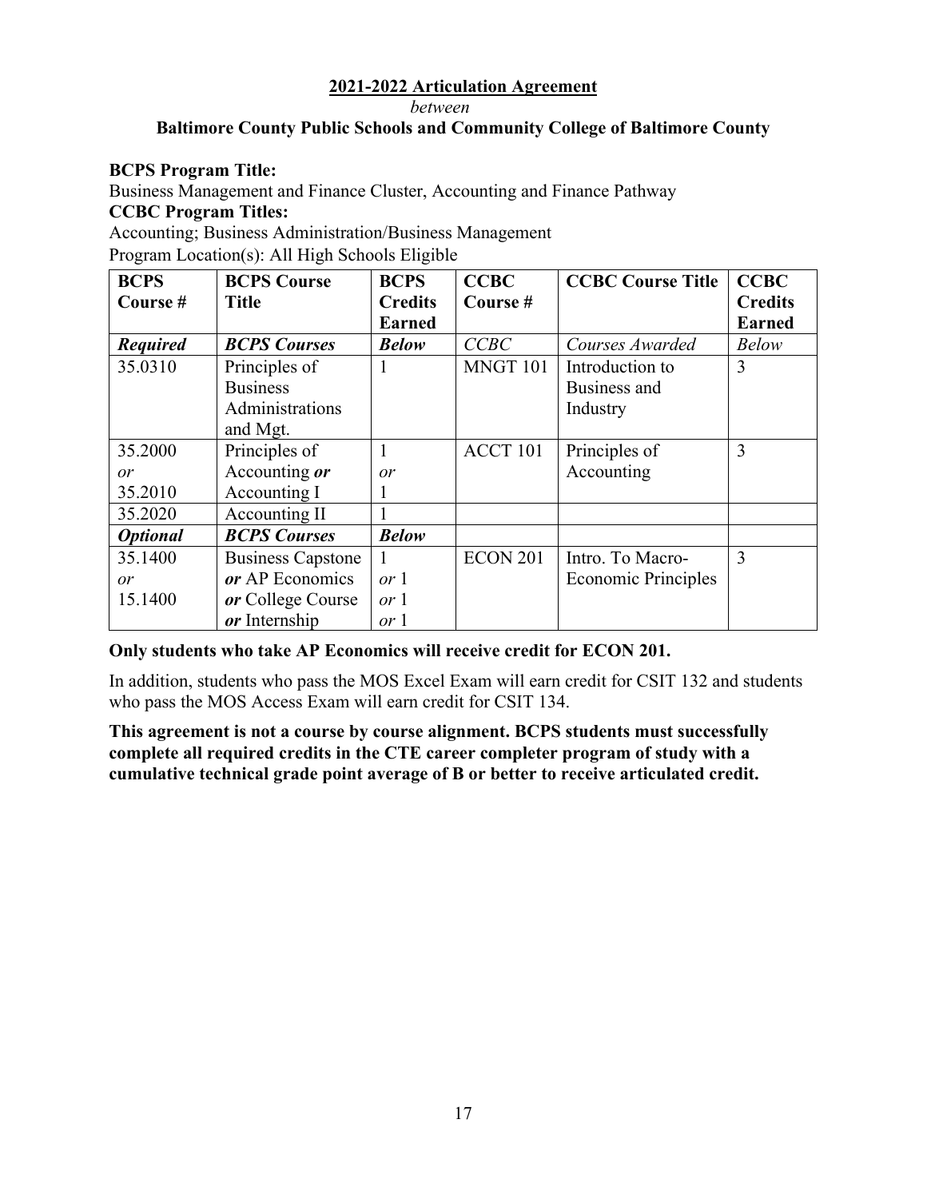**2021-2022 Articulation Agreement**

*between*

**Baltimore County Public Schools and Community College of Baltimore County**

**BCPS Program Title:**

Business Management and Finance Cluster, Accounting and Finance Pathway

**CCBC Program Titles:**

Accounting; Business Administration/Business Management

Program Location(s): All High Schools Eligible

| BCPS Course # | BCPS Course Title | BCPS Credits Earned | CCBC Course # | CCBC Course Title | CCBC Credits Earned |
|---|---|---|---|---|---|
| ***Required*** | ***BCPS Courses*** | ***Below*** | *CCBC* | *Courses Awarded* | *Below* |
| 35.0310 | Principles of Business Administrations and Mgt. | 1 | MNGT 101 | Introduction to Business and Industry | 3 |
| 35.2000 *or* 35.2010 | Principles of Accounting ***or*** Accounting I | 1 *or* 1 | ACCT 101 | Principles of Accounting | 3 |
| 35.2020 | Accounting II | 1 | | | |
| ***Optional*** | ***BCPS Courses*** | ***Below*** | | | |
| 35.1400 *or* 15.1400 | Business Capstone ***or*** AP Economics ***or*** College Course ***or*** Internship | 1 *or* 1 *or* 1 *or* 1 | ECON 201 | Intro. To Macro-Economic Principles | 3 |

**Only students who take AP Economics will receive credit for ECON 201.**

In addition, students who pass the MOS Excel Exam will earn credit for CSIT 132 and students who pass the MOS Access Exam will earn credit for CSIT 134.

**This agreement is not a course by course alignment. BCPS students must successfully complete all required credits in the CTE career completer program of study with a cumulative technical grade point average of B or better to receive articulated credit.**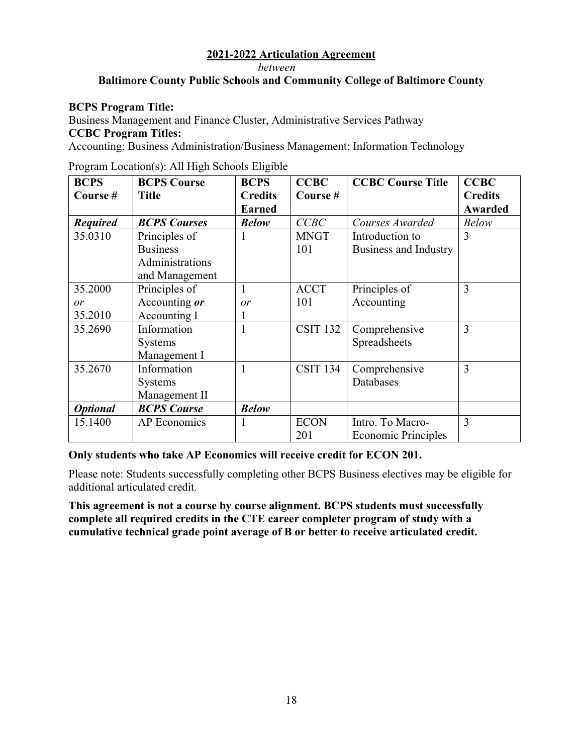**2021-2022 Articulation Agreement**

*between*

**Baltimore County Public Schools and Community College of Baltimore County**

**BCPS Program Title:**

Business Management and Finance Cluster, Administrative Services Pathway

**CCBC Program Titles:**

Accounting; Business Administration/Business Management; Information Technology

Program Location(s): All High Schools Eligible

| BCPS Course # | BCPS Course Title | BCPS Credits Earned | CCBC Course # | CCBC Course Title | CCBC Credits Awarded |
|---|---|---|---|---|---|
| ***Required*** | ***BCPS Courses*** | ***Below*** | *CCBC* | *Courses Awarded* | *Below* |
| 35.0310 | Principles of Business Administrations and Management | 1 | MNGT 101 | Introduction to Business and Industry | 3 |
| 35.2000 *or* 35.2010 | Principles of Accounting ***or*** Accounting I | 1 *or* 1 | ACCT 101 | Principles of Accounting | 3 |
| 35.2690 | Information Systems Management I | 1 | CSIT 132 | Comprehensive Spreadsheets | 3 |
| 35.2670 | Information Systems Management II | 1 | CSIT 134 | Comprehensive Databases | 3 |
| ***Optional*** | ***BCPS Course*** | ***Below*** | | | |
| 15.1400 | AP Economics | 1 | ECON 201 | Intro. To Macro-Economic Principles | 3 |

**Only students who take AP Economics will receive credit for ECON 201.**

Please note: Students successfully completing other BCPS Business electives may be eligible for additional articulated credit.

**This agreement is not a course by course alignment. BCPS students must successfully complete all required credits in the CTE career completer program of study with a cumulative technical grade point average of B or better to receive articulated credit.**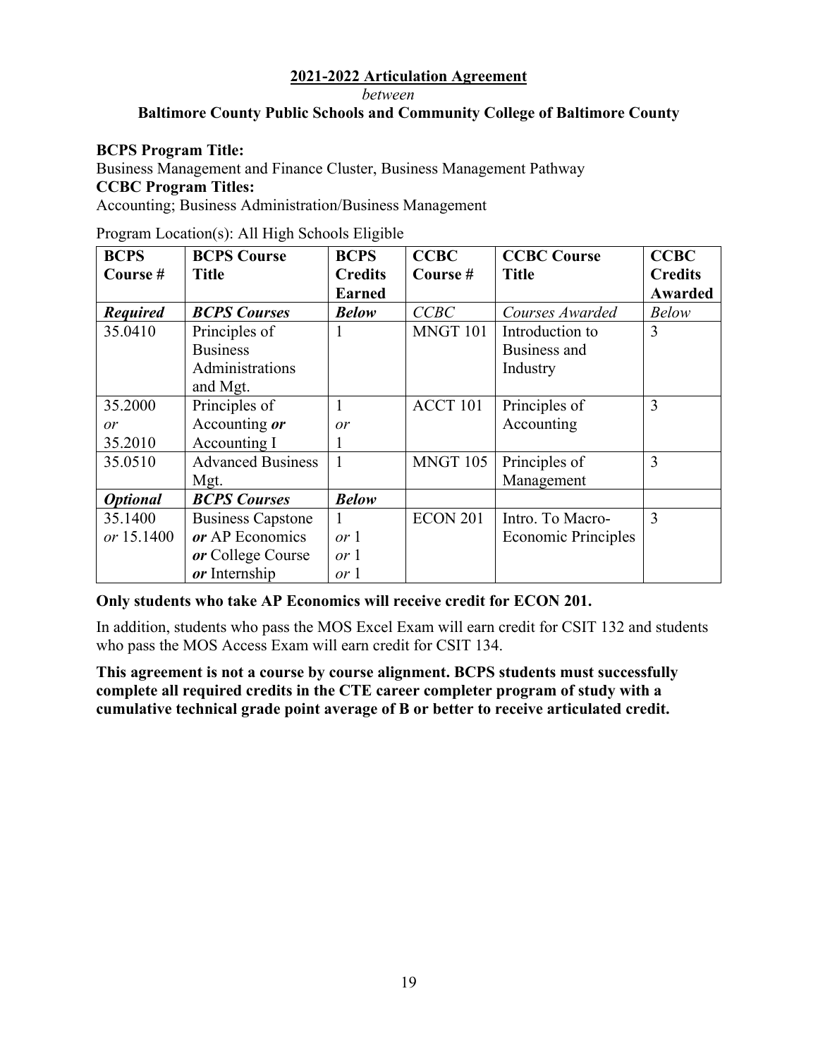**2021-2022 Articulation Agreement**

*between*

**Baltimore County Public Schools and Community College of Baltimore County**

**BCPS Program Title:**

Business Management and Finance Cluster, Business Management Pathway

**CCBC Program Titles:**

Accounting; Business Administration/Business Management

Program Location(s): All High Schools Eligible

| BCPS Course # | BCPS Course Title | BCPS Credits Earned | CCBC Course # | CCBC Course Title | CCBC Credits Awarded |
|---|---|---|---|---|---|
| ***Required*** | ***BCPS Courses*** | ***Below*** | *CCBC* | *Courses Awarded* | *Below* |
| 35.0410 | Principles of Business Administrations and Mgt. | 1 | MNGT 101 | Introduction to Business and Industry | 3 |
| 35.2000 *or* 35.2010 | Principles of Accounting ***or*** Accounting I | 1 *or* 1 | ACCT 101 | Principles of Accounting | 3 |
| 35.0510 | Advanced Business Mgt. | 1 | MNGT 105 | Principles of Management | 3 |
| ***Optional*** | ***BCPS Courses*** | ***Below*** | | | |
| 35.1400 *or* 15.1400 | Business Capstone ***or*** AP Economics ***or*** College Course ***or*** Internship | 1 *or* 1 *or* 1 *or* 1 | ECON 201 | Intro. To Macro-Economic Principles | 3 |

**Only students who take AP Economics will receive credit for ECON 201.**

In addition, students who pass the MOS Excel Exam will earn credit for CSIT 132 and students who pass the MOS Access Exam will earn credit for CSIT 134.

**This agreement is not a course by course alignment. BCPS students must successfully complete all required credits in the CTE career completer program of study with a cumulative technical grade point average of B or better to receive articulated credit.**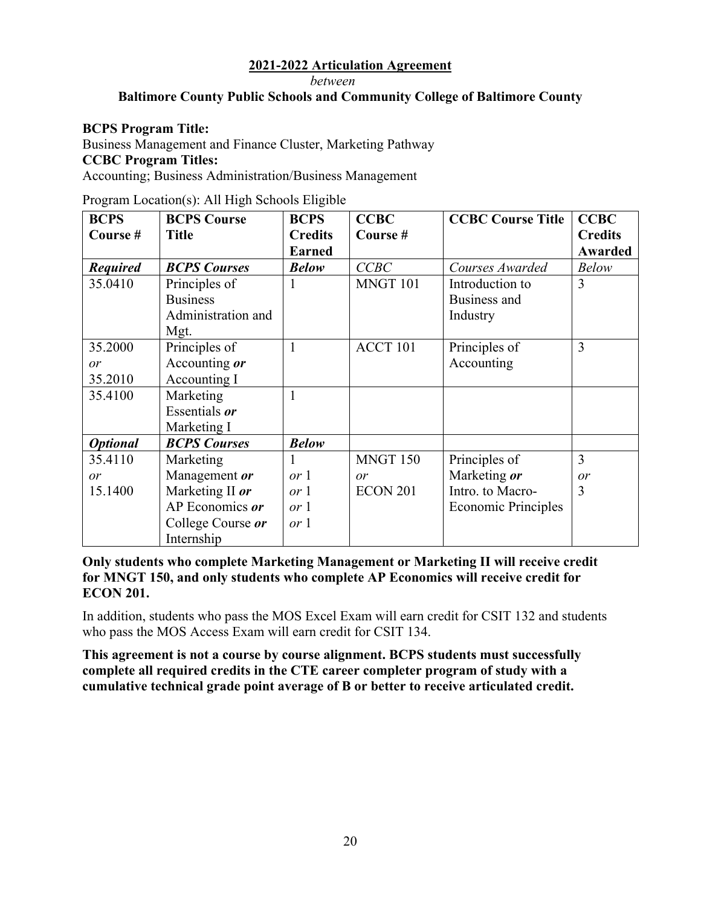**2021-2022 Articulation Agreement**

*between*

**Baltimore County Public Schools and Community College of Baltimore County**

**BCPS Program Title:**
Business Management and Finance Cluster, Marketing Pathway
**CCBC Program Titles:**
Accounting; Business Administration/Business Management

Program Location(s): All High Schools Eligible

| BCPS Course # | BCPS Course Title | BCPS Credits Earned | CCBC Course # | CCBC Course Title | CCBC Credits Awarded |
|---|---|---|---|---|---|
| ***Required*** | ***BCPS Courses*** | ***Below*** | *CCBC* | *Courses Awarded* | *Below* |
| 35.0410 | Principles of Business Administration and Mgt. | 1 | MNGT 101 | Introduction to Business and Industry | 3 |
| 35.2000 *or* 35.2010 | Principles of Accounting ***or*** Accounting I | 1 | ACCT 101 | Principles of Accounting | 3 |
| 35.4100 | Marketing Essentials ***or*** Marketing I | 1 | | | |
| ***Optional*** | ***BCPS Courses*** | ***Below*** | | | |
| 35.4110 *or* 15.1400 | Marketing Management ***or*** Marketing II ***or*** AP Economics ***or*** College Course ***or*** Internship | 1 *or* 1 *or* 1 *or* 1 *or* 1 | MNGT 150 *or* ECON 201 | Principles of Marketing ***or*** Intro. to Macro-Economic Principles | 3 *or* 3 |

**Only students who complete Marketing Management or Marketing II will receive credit for MNGT 150, and only students who complete AP Economics will receive credit for ECON 201.**

In addition, students who pass the MOS Excel Exam will earn credit for CSIT 132 and students who pass the MOS Access Exam will earn credit for CSIT 134.

**This agreement is not a course by course alignment. BCPS students must successfully complete all required credits in the CTE career completer program of study with a cumulative technical grade point average of B or better to receive articulated credit.**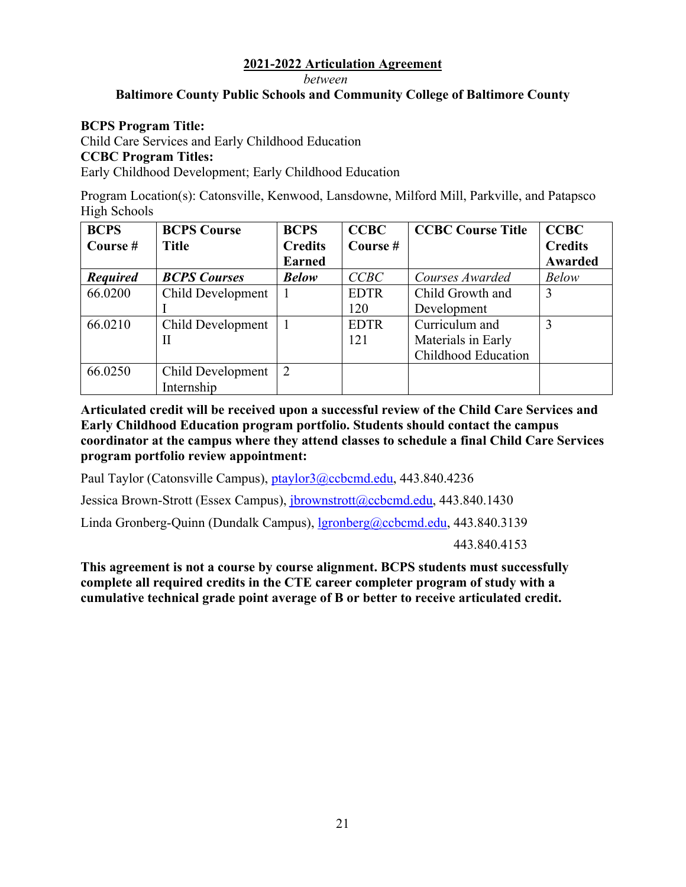**2021-2022 Articulation Agreement**

*between*

**Baltimore County Public Schools and Community College of Baltimore County**

**BCPS Program Title:**
Child Care Services and Early Childhood Education
**CCBC Program Titles:**
Early Childhood Development; Early Childhood Education

Program Location(s): Catonsville, Kenwood, Lansdowne, Milford Mill, Parkville, and Patapsco High Schools

| BCPS Course # | BCPS Course Title | BCPS Credits Earned | CCBC Course # | CCBC Course Title | CCBC Credits Awarded |
|---|---|---|---|---|---|
| ***Required*** | ***BCPS Courses*** | ***Below*** | *CCBC* | *Courses Awarded* | *Below* |
| 66.0200 | Child Development I | 1 | EDTR 120 | Child Growth and Development | 3 |
| 66.0210 | Child Development II | 1 | EDTR 121 | Curriculum and Materials in Early Childhood Education | 3 |
| 66.0250 | Child Development Internship | 2 | | | |

**Articulated credit will be received upon a successful review of the Child Care Services and Early Childhood Education program portfolio. Students should contact the campus coordinator at the campus where they attend classes to schedule a final Child Care Services program portfolio review appointment:**

Paul Taylor (Catonsville Campus), ptaylor3@ccbcmd.edu, 443.840.4236

Jessica Brown-Strott (Essex Campus), jbrownstrott@ccbcmd.edu, 443.840.1430

Linda Gronberg-Quinn (Dundalk Campus), lgronberg@ccbcmd.edu, 443.840.3139
443.840.4153

**This agreement is not a course by course alignment. BCPS students must successfully complete all required credits in the CTE career completer program of study with a cumulative technical grade point average of B or better to receive articulated credit.**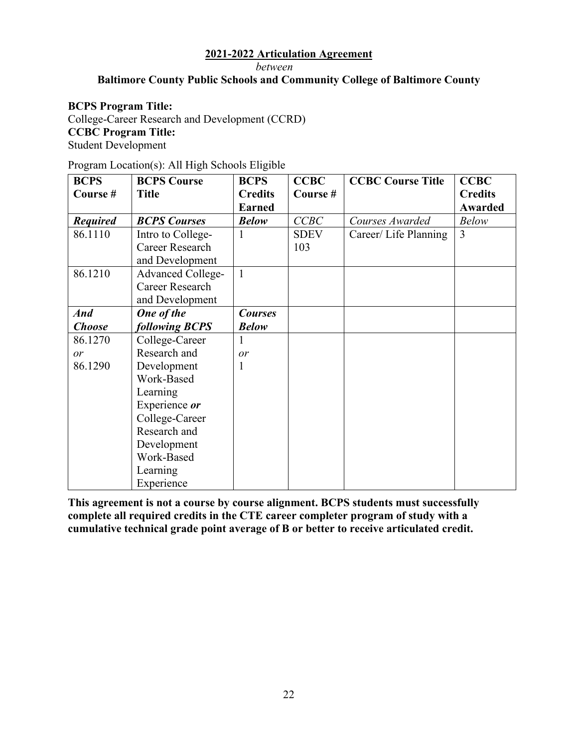**2021-2022 Articulation Agreement**

*between*

**Baltimore County Public Schools and Community College of Baltimore County**

**BCPS Program Title:**
College-Career Research and Development (CCRD)
**CCBC Program Title:**
Student Development

Program Location(s): All High Schools Eligible

| BCPS Course # | BCPS Course Title | BCPS Credits Earned | CCBC Course # | CCBC Course Title | CCBC Credits Awarded |
|---|---|---|---|---|---|
| ***Required*** | ***BCPS Courses*** | ***Below*** | *CCBC* | *Courses Awarded* | *Below* |
| 86.1110 | Intro to College-Career Research and Development | 1 | SDEV 103 | Career/ Life Planning | 3 |
| 86.1210 | Advanced College-Career Research and Development | 1 | | | |
| ***And Choose*** | ***One of the following BCPS*** | ***Courses Below*** | | | |
| 86.1270 *or* 86.1290 | College-Career Research and Development Work-Based Learning Experience ***or*** College-Career Research and Development Work-Based Learning Experience | 1 *or* 1 | | | |

**This agreement is not a course by course alignment. BCPS students must successfully complete all required credits in the CTE career completer program of study with a cumulative technical grade point average of B or better to receive articulated credit.**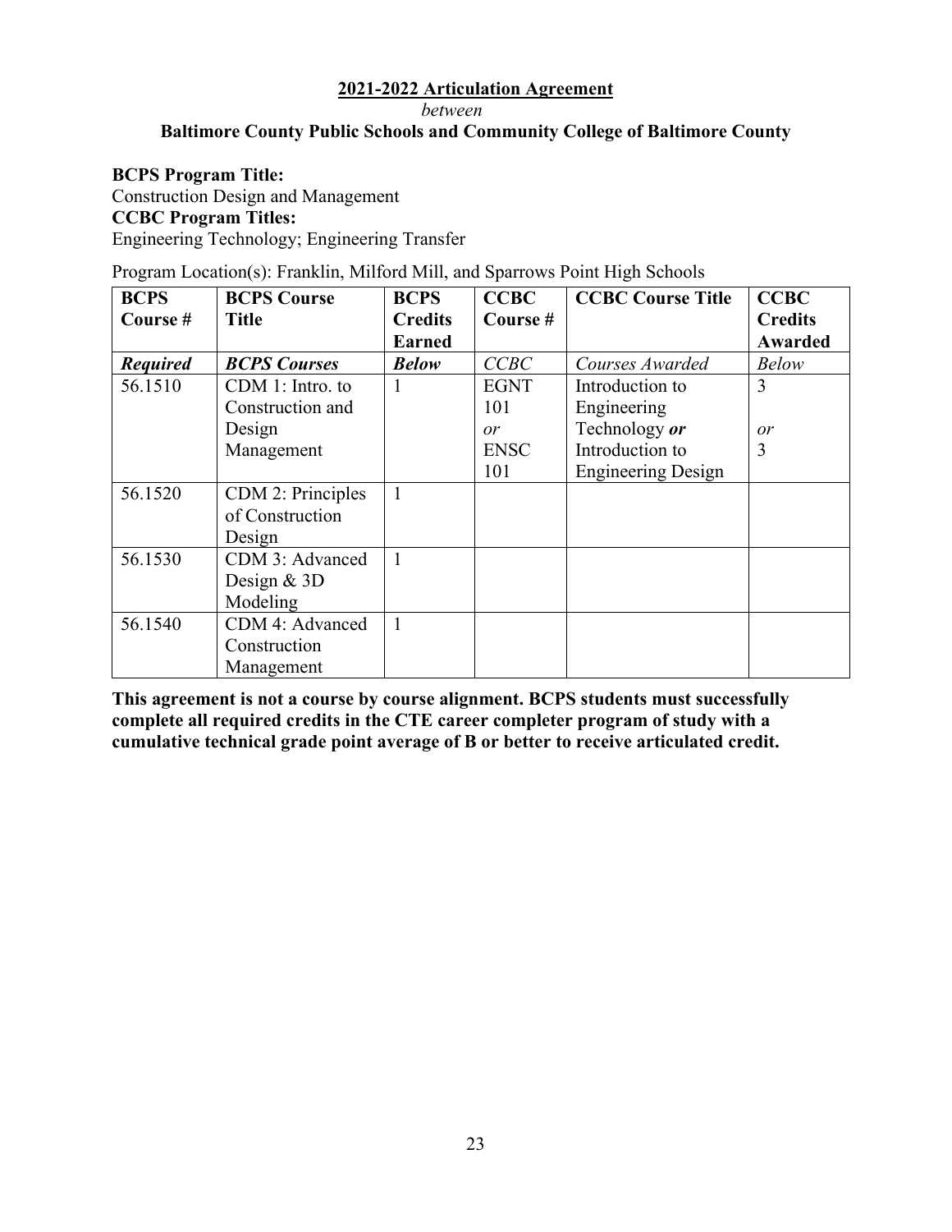**2021-2022 Articulation Agreement**

*between*

**Baltimore County Public Schools and Community College of Baltimore County**

**BCPS Program Title:**
Construction Design and Management
**CCBC Program Titles:**
Engineering Technology; Engineering Transfer

Program Location(s): Franklin, Milford Mill, and Sparrows Point High Schools

| **BCPS Course #** | **BCPS Course Title** | **BCPS Credits Earned** | **CCBC Course #** | **CCBC Course Title** | **CCBC Credits Awarded** |
|---|---|---|---|---|---|
| ***Required*** | ***BCPS Courses*** | ***Below*** | *CCBC* | *Courses Awarded* | *Below* |
| 56.1510 | CDM 1: Intro. to Construction and Design Management | 1 | EGNT 101 *or* ENSC 101 | Introduction to Engineering Technology ***or*** Introduction to Engineering Design | 3 *or* 3 |
| 56.1520 | CDM 2: Principles of Construction Design | 1 | | | |
| 56.1530 | CDM 3: Advanced Design & 3D Modeling | 1 | | | |
| 56.1540 | CDM 4: Advanced Construction Management | 1 | | | |

**This agreement is not a course by course alignment. BCPS students must successfully complete all required credits in the CTE career completer program of study with a cumulative technical grade point average of B or better to receive articulated credit.**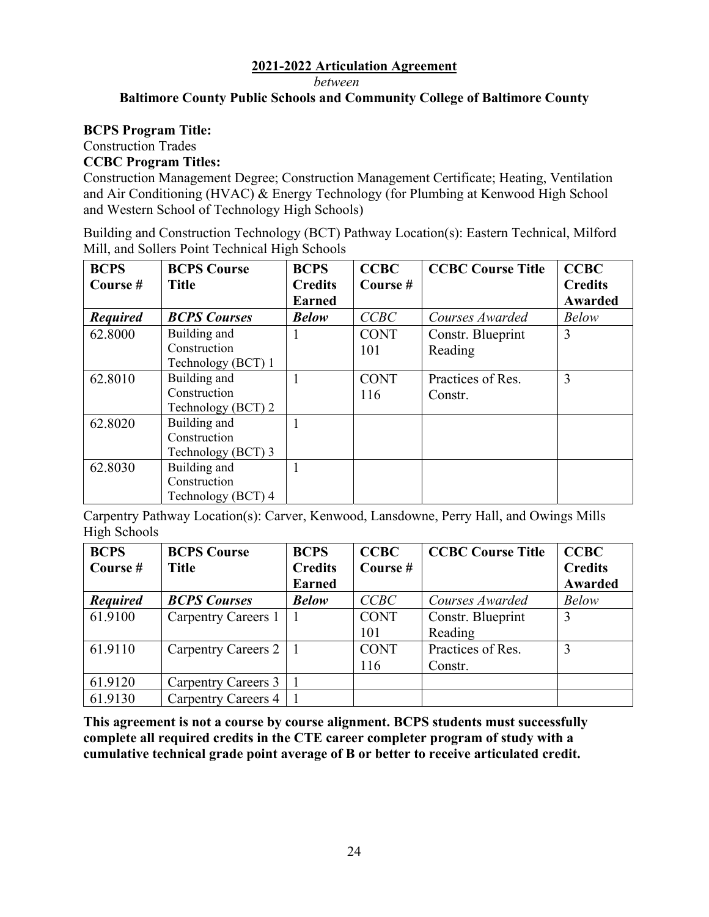**2021-2022 Articulation Agreement**

*between*

**Baltimore County Public Schools and Community College of Baltimore County**

**BCPS Program Title:**

Construction Trades

**CCBC Program Titles:**

Construction Management Degree; Construction Management Certificate; Heating, Ventilation and Air Conditioning (HVAC) & Energy Technology (for Plumbing at Kenwood High School and Western School of Technology High Schools)

Building and Construction Technology (BCT) Pathway Location(s): Eastern Technical, Milford Mill, and Sollers Point Technical High Schools

| BCPS Course # | BCPS Course Title | BCPS Credits Earned | CCBC Course # | CCBC Course Title | CCBC Credits Awarded |
|---|---|---|---|---|---|
| ***Required*** | ***BCPS Courses*** | ***Below*** | *CCBC* | *Courses Awarded* | *Below* |
| 62.8000 | Building and Construction Technology (BCT) 1 | 1 | CONT 101 | Constr. Blueprint Reading | 3 |
| 62.8010 | Building and Construction Technology (BCT) 2 | 1 | CONT 116 | Practices of Res. Constr. | 3 |
| 62.8020 | Building and Construction Technology (BCT) 3 | 1 | | | |
| 62.8030 | Building and Construction Technology (BCT) 4 | 1 | | | |

Carpentry Pathway Location(s): Carver, Kenwood, Lansdowne, Perry Hall, and Owings Mills High Schools

| BCPS Course # | BCPS Course Title | BCPS Credits Earned | CCBC Course # | CCBC Course Title | CCBC Credits Awarded |
|---|---|---|---|---|---|
| ***Required*** | ***BCPS Courses*** | ***Below*** | *CCBC* | *Courses Awarded* | *Below* |
| 61.9100 | Carpentry Careers 1 | 1 | CONT 101 | Constr. Blueprint Reading | 3 |
| 61.9110 | Carpentry Careers 2 | 1 | CONT 116 | Practices of Res. Constr. | 3 |
| 61.9120 | Carpentry Careers 3 | 1 | | | |
| 61.9130 | Carpentry Careers 4 | 1 | | | |

**This agreement is not a course by course alignment. BCPS students must successfully complete all required credits in the CTE career completer program of study with a cumulative technical grade point average of B or better to receive articulated credit.**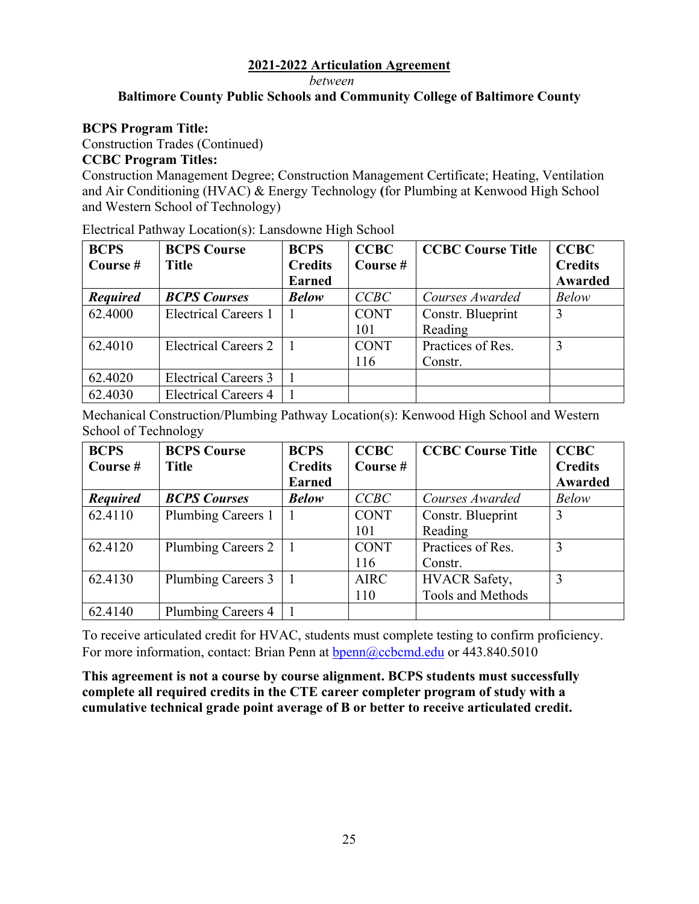## 2021-2022 Articulation Agreement

*between*

**Baltimore County Public Schools and Community College of Baltimore County**

**BCPS Program Title:**

Construction Trades (Continued)

**CCBC Program Titles:**

Construction Management Degree; Construction Management Certificate; Heating, Ventilation and Air Conditioning (HVAC) & Energy Technology **(**for Plumbing at Kenwood High School and Western School of Technology)

Electrical Pathway Location(s): Lansdowne High School

| BCPS Course # | BCPS Course Title | BCPS Credits Earned | CCBC Course # | CCBC Course Title | CCBC Credits Awarded |
|---|---|---|---|---|---|
| ***Required*** | ***BCPS Courses*** | ***Below*** | *CCBC* | *Courses Awarded* | *Below* |
| 62.4000 | Electrical Careers 1 | 1 | CONT 101 | Constr. Blueprint Reading | 3 |
| 62.4010 | Electrical Careers 2 | 1 | CONT 116 | Practices of Res. Constr. | 3 |
| 62.4020 | Electrical Careers 3 | 1 | | | |
| 62.4030 | Electrical Careers 4 | 1 | | | |

Mechanical Construction/Plumbing Pathway Location(s): Kenwood High School and Western School of Technology

| BCPS Course # | BCPS Course Title | BCPS Credits Earned | CCBC Course # | CCBC Course Title | CCBC Credits Awarded |
|---|---|---|---|---|---|
| ***Required*** | ***BCPS Courses*** | ***Below*** | *CCBC* | *Courses Awarded* | *Below* |
| 62.4110 | Plumbing Careers 1 | 1 | CONT 101 | Constr. Blueprint Reading | 3 |
| 62.4120 | Plumbing Careers 2 | 1 | CONT 116 | Practices of Res. Constr. | 3 |
| 62.4130 | Plumbing Careers 3 | 1 | AIRC 110 | HVACR Safety, Tools and Methods | 3 |
| 62.4140 | Plumbing Careers 4 | 1 | | | |

To receive articulated credit for HVAC, students must complete testing to confirm proficiency. For more information, contact: Brian Penn at bpenn@ccbcmd.edu or 443.840.5010

**This agreement is not a course by course alignment. BCPS students must successfully complete all required credits in the CTE career completer program of study with a cumulative technical grade point average of B or better to receive articulated credit.**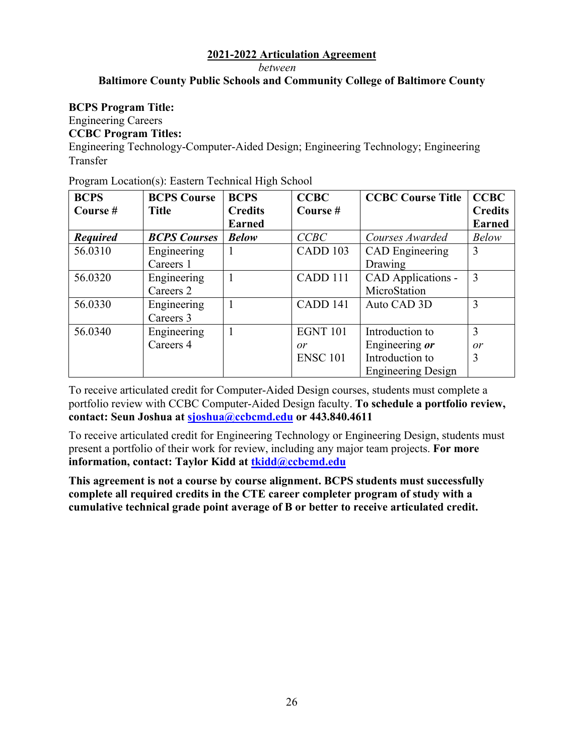**2021-2022 Articulation Agreement**

*between*

**Baltimore County Public Schools and Community College of Baltimore County**

**BCPS Program Title:**

Engineering Careers

**CCBC Program Titles:**

Engineering Technology-Computer-Aided Design; Engineering Technology; Engineering Transfer

Program Location(s): Eastern Technical High School

| BCPS Course # | BCPS Course Title | BCPS Credits Earned | CCBC Course # | CCBC Course Title | CCBC Credits Earned |
|---|---|---|---|---|---|
| ***Required*** | ***BCPS Courses*** | ***Below*** | *CCBC* | *Courses Awarded* | *Below* |
| 56.0310 | Engineering Careers 1 | 1 | CADD 103 | CAD Engineering Drawing | 3 |
| 56.0320 | Engineering Careers 2 | 1 | CADD 111 | CAD Applications - MicroStation | 3 |
| 56.0330 | Engineering Careers 3 | 1 | CADD 141 | Auto CAD 3D | 3 |
| 56.0340 | Engineering Careers 4 | 1 | EGNT 101 *or* ENSC 101 | Introduction to Engineering ***or*** Introduction to Engineering Design | 3 *or* 3 |

To receive articulated credit for Computer-Aided Design courses, students must complete a portfolio review with CCBC Computer-Aided Design faculty. **To schedule a portfolio review, contact: Seun Joshua at sjoshua@ccbcmd.edu or 443.840.4611**

To receive articulated credit for Engineering Technology or Engineering Design, students must present a portfolio of their work for review, including any major team projects. **For more information, contact: Taylor Kidd at tkidd@ccbcmd.edu**

**This agreement is not a course by course alignment. BCPS students must successfully complete all required credits in the CTE career completer program of study with a cumulative technical grade point average of B or better to receive articulated credit.**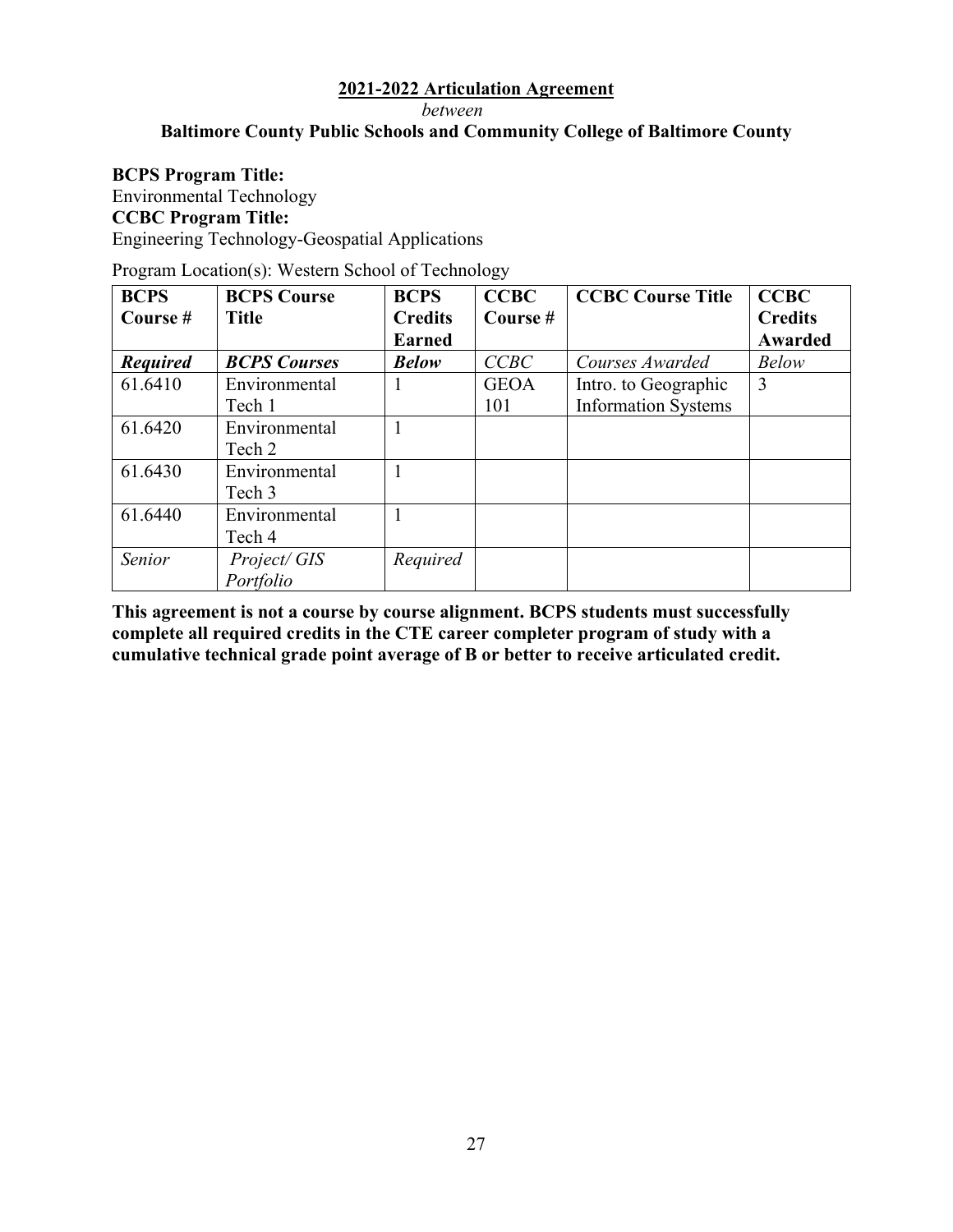**2021-2022 Articulation Agreement**

*between*

**Baltimore County Public Schools and Community College of Baltimore County**

**BCPS Program Title:**
Environmental Technology
**CCBC Program Title:**
Engineering Technology-Geospatial Applications

Program Location(s): Western School of Technology

| BCPS Course # | BCPS Course Title | BCPS Credits Earned | CCBC Course # | CCBC Course Title | CCBC Credits Awarded |
|---|---|---|---|---|---|
| ***Required*** | ***BCPS Courses*** | ***Below*** | *CCBC* | *Courses Awarded* | *Below* |
| 61.6410 | Environmental Tech 1 | 1 | GEOA 101 | Intro. to Geographic Information Systems | 3 |
| 61.6420 | Environmental Tech 2 | 1 | | | |
| 61.6430 | Environmental Tech 3 | 1 | | | |
| 61.6440 | Environmental Tech 4 | 1 | | | |
| *Senior* | *Project/ GIS Portfolio* | *Required* | | | |

**This agreement is not a course by course alignment. BCPS students must successfully complete all required credits in the CTE career completer program of study with a cumulative technical grade point average of B or better to receive articulated credit.**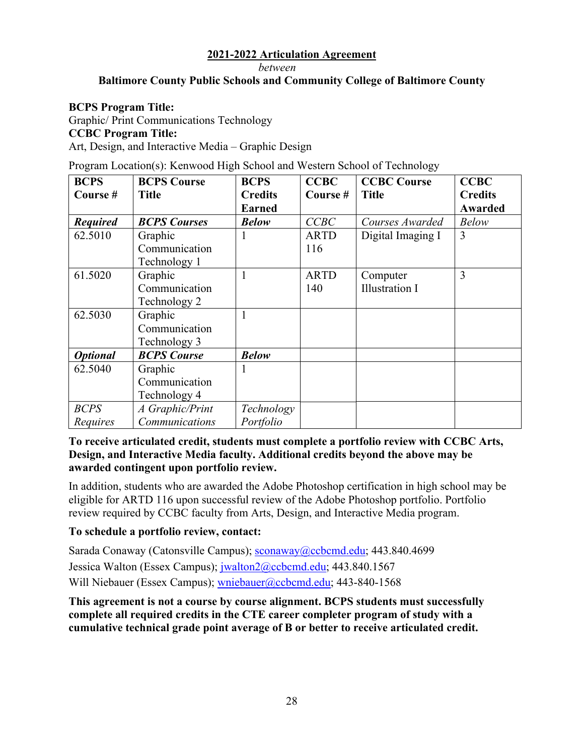**2021-2022 Articulation Agreement**

*between*

**Baltimore County Public Schools and Community College of Baltimore County**

**BCPS Program Title:**

Graphic/ Print Communications Technology

**CCBC Program Title:**

Art, Design, and Interactive Media – Graphic Design

Program Location(s): Kenwood High School and Western School of Technology

| BCPS Course # | BCPS Course Title | BCPS Credits Earned | CCBC Course # | CCBC Course Title | CCBC Credits Awarded |
|---|---|---|---|---|---|
| ***Required*** | ***BCPS Courses*** | ***Below*** | *CCBC* | *Courses Awarded* | *Below* |
| 62.5010 | Graphic Communication Technology 1 | 1 | ARTD 116 | Digital Imaging I | 3 |
| 61.5020 | Graphic Communication Technology 2 | 1 | ARTD 140 | Computer Illustration I | 3 |
| 62.5030 | Graphic Communication Technology 3 | 1 | | | |
| ***Optional*** | ***BCPS Course*** | ***Below*** | | | |
| 62.5040 | Graphic Communication Technology 4 | 1 | | | |
| *BCPS Requires* | *A Graphic/Print Communications* | *Technology Portfolio* | | | |

**To receive articulated credit, students must complete a portfolio review with CCBC Arts, Design, and Interactive Media faculty. Additional credits beyond the above may be awarded contingent upon portfolio review.**

In addition, students who are awarded the Adobe Photoshop certification in high school may be eligible for ARTD 116 upon successful review of the Adobe Photoshop portfolio. Portfolio review required by CCBC faculty from Arts, Design, and Interactive Media program.

**To schedule a portfolio review, contact:**

Sarada Conaway (Catonsville Campus); sconaway@ccbcmd.edu; 443.840.4699

Jessica Walton (Essex Campus); jwalton2@ccbcmd.edu; 443.840.1567

Will Niebauer (Essex Campus); wniebauer@ccbcmd.edu; 443-840-1568

**This agreement is not a course by course alignment. BCPS students must successfully complete all required credits in the CTE career completer program of study with a cumulative technical grade point average of B or better to receive articulated credit.**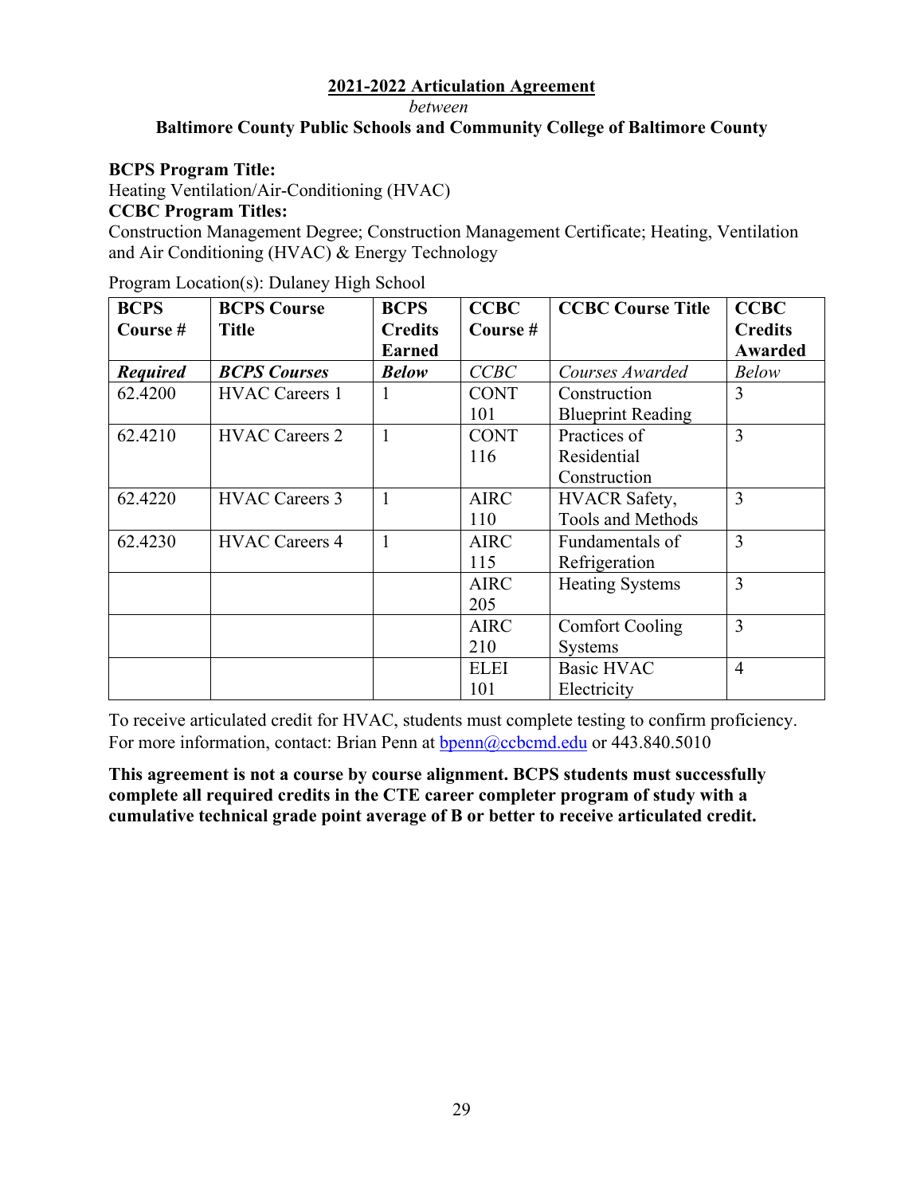**2021-2022 Articulation Agreement**

*between*

**Baltimore County Public Schools and Community College of Baltimore County**

**BCPS Program Title:**
Heating Ventilation/Air-Conditioning (HVAC)
**CCBC Program Titles:**
Construction Management Degree; Construction Management Certificate; Heating, Ventilation and Air Conditioning (HVAC) & Energy Technology

Program Location(s): Dulaney High School

| BCPS Course # | BCPS Course Title | BCPS Credits Earned | CCBC Course # | CCBC Course Title | CCBC Credits Awarded |
|---|---|---|---|---|---|
| ***Required*** | ***BCPS Courses*** | ***Below*** | *CCBC* | *Courses Awarded* | *Below* |
| 62.4200 | HVAC Careers 1 | 1 | CONT 101 | Construction Blueprint Reading | 3 |
| 62.4210 | HVAC Careers 2 | 1 | CONT 116 | Practices of Residential Construction | 3 |
| 62.4220 | HVAC Careers 3 | 1 | AIRC 110 | HVACR Safety, Tools and Methods | 3 |
| 62.4230 | HVAC Careers 4 | 1 | AIRC 115 | Fundamentals of Refrigeration | 3 |
| | | | AIRC 205 | Heating Systems | 3 |
| | | | AIRC 210 | Comfort Cooling Systems | 3 |
| | | | ELEI 101 | Basic HVAC Electricity | 4 |

To receive articulated credit for HVAC, students must complete testing to confirm proficiency. For more information, contact: Brian Penn at bpenn@ccbcmd.edu or 443.840.5010

**This agreement is not a course by course alignment. BCPS students must successfully complete all required credits in the CTE career completer program of study with a cumulative technical grade point average of B or better to receive articulated credit.**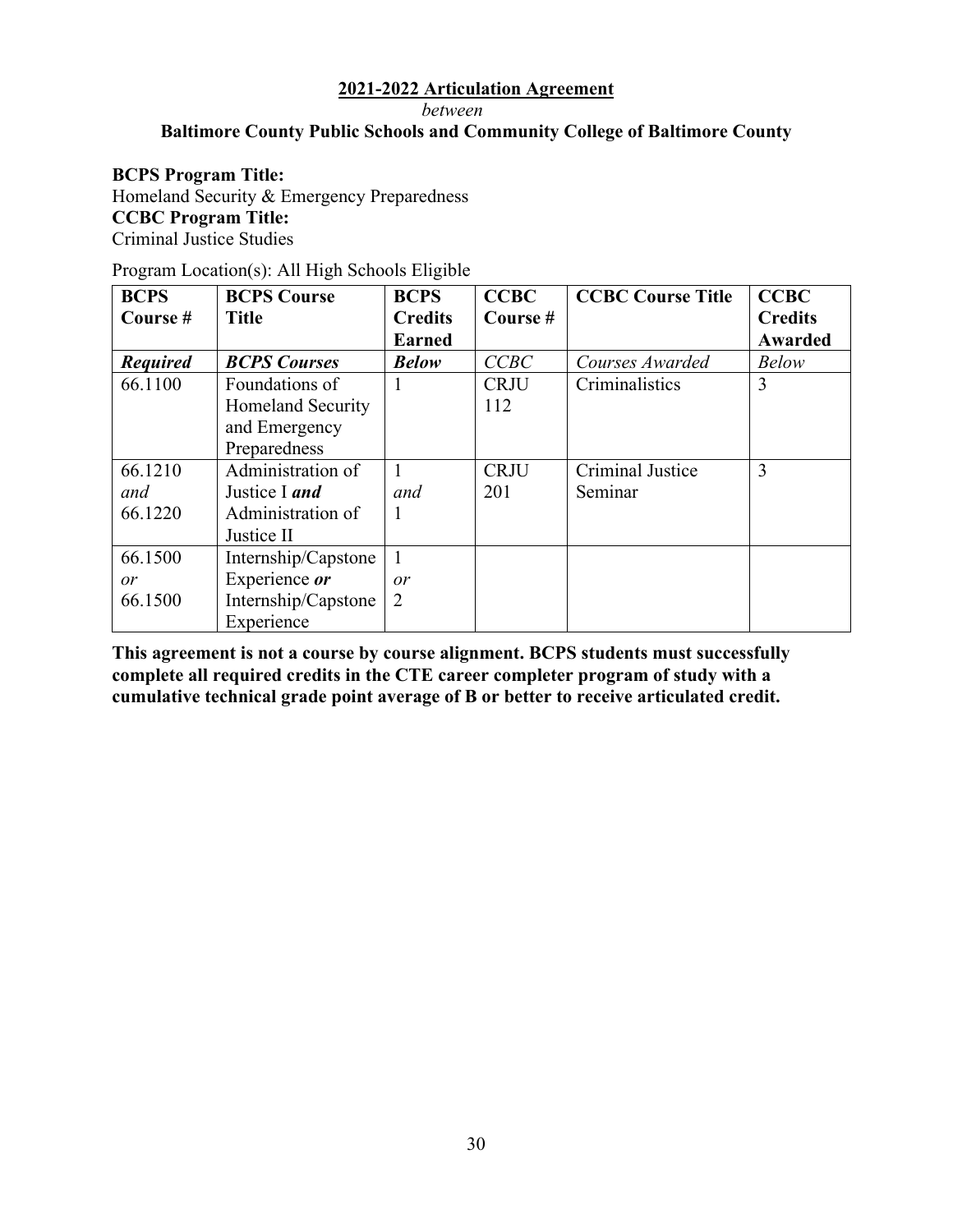**2021-2022 Articulation Agreement**

*between*

**Baltimore County Public Schools and Community College of Baltimore County**

**BCPS Program Title:**
Homeland Security & Emergency Preparedness
**CCBC Program Title:**
Criminal Justice Studies

Program Location(s): All High Schools Eligible

| BCPS Course # | BCPS Course Title | BCPS Credits Earned | CCBC Course # | CCBC Course Title | CCBC Credits Awarded |
|---|---|---|---|---|---|
| ***Required*** | ***BCPS Courses*** | ***Below*** | *CCBC* | *Courses Awarded* | *Below* |
| 66.1100 | Foundations of Homeland Security and Emergency Preparedness | 1 | CRJU 112 | Criminalistics | 3 |
| 66.1210 *and* 66.1220 | Administration of Justice I ***and*** Administration of Justice II | 1 *and* 1 | CRJU 201 | Criminal Justice Seminar | 3 |
| 66.1500 *or* 66.1500 | Internship/Capstone Experience ***or*** Internship/Capstone Experience | 1 *or* 2 | | | |

**This agreement is not a course by course alignment. BCPS students must successfully complete all required credits in the CTE career completer program of study with a cumulative technical grade point average of B or better to receive articulated credit.**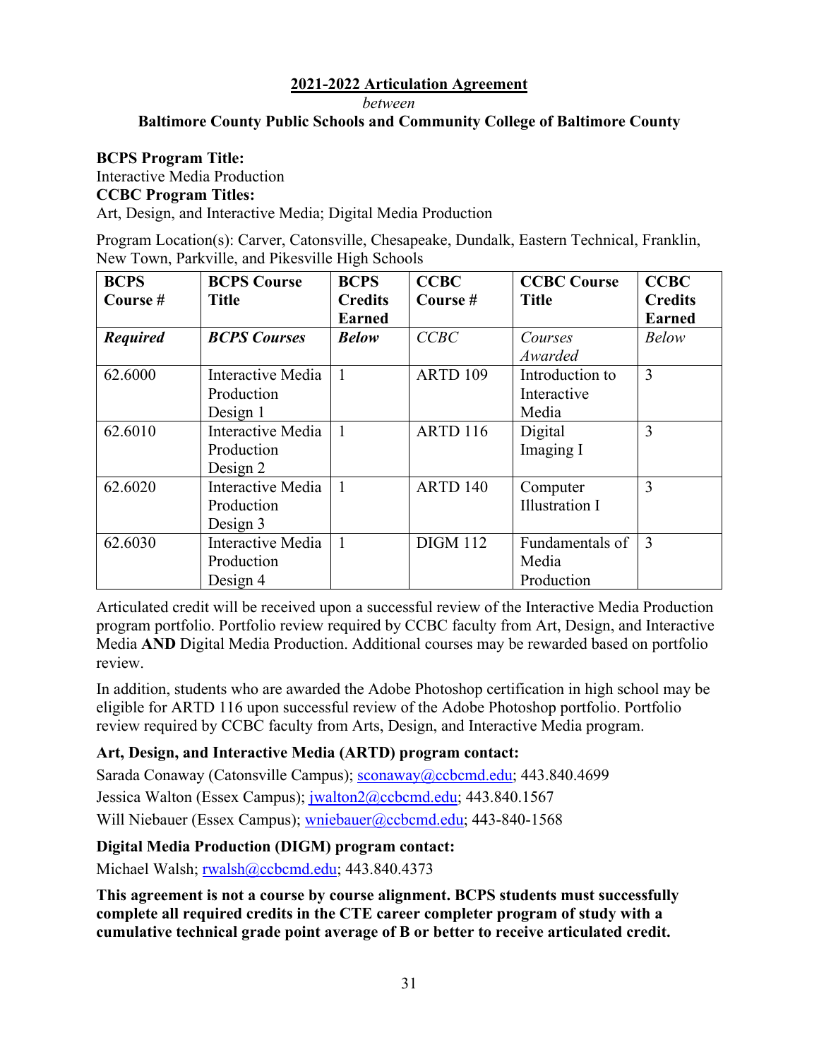**2021-2022 Articulation Agreement**

*between*

**Baltimore County Public Schools and Community College of Baltimore County**

**BCPS Program Title:**
Interactive Media Production
**CCBC Program Titles:**
Art, Design, and Interactive Media; Digital Media Production

Program Location(s): Carver, Catonsville, Chesapeake, Dundalk, Eastern Technical, Franklin, New Town, Parkville, and Pikesville High Schools

| BCPS Course # | BCPS Course Title | BCPS Credits Earned | CCBC Course # | CCBC Course Title | CCBC Credits Earned |
|---|---|---|---|---|---|
| ***Required*** | ***BCPS Courses*** | ***Below*** | *CCBC* | *Courses Awarded* | *Below* |
| 62.6000 | Interactive Media Production Design 1 | 1 | ARTD 109 | Introduction to Interactive Media | 3 |
| 62.6010 | Interactive Media Production Design 2 | 1 | ARTD 116 | Digital Imaging I | 3 |
| 62.6020 | Interactive Media Production Design 3 | 1 | ARTD 140 | Computer Illustration I | 3 |
| 62.6030 | Interactive Media Production Design 4 | 1 | DIGM 112 | Fundamentals of Media Production | 3 |

Articulated credit will be received upon a successful review of the Interactive Media Production program portfolio. Portfolio review required by CCBC faculty from Art, Design, and Interactive Media **AND** Digital Media Production. Additional courses may be rewarded based on portfolio review.

In addition, students who are awarded the Adobe Photoshop certification in high school may be eligible for ARTD 116 upon successful review of the Adobe Photoshop portfolio. Portfolio review required by CCBC faculty from Arts, Design, and Interactive Media program.

**Art, Design, and Interactive Media (ARTD) program contact:**

Sarada Conaway (Catonsville Campus); sconaway@ccbcmd.edu; 443.840.4699

Jessica Walton (Essex Campus); jwalton2@ccbcmd.edu; 443.840.1567

Will Niebauer (Essex Campus); wniebauer@ccbcmd.edu; 443-840-1568

**Digital Media Production (DIGM) program contact:**

Michael Walsh; rwalsh@ccbcmd.edu; 443.840.4373

**This agreement is not a course by course alignment. BCPS students must successfully complete all required credits in the CTE career completer program of study with a cumulative technical grade point average of B or better to receive articulated credit.**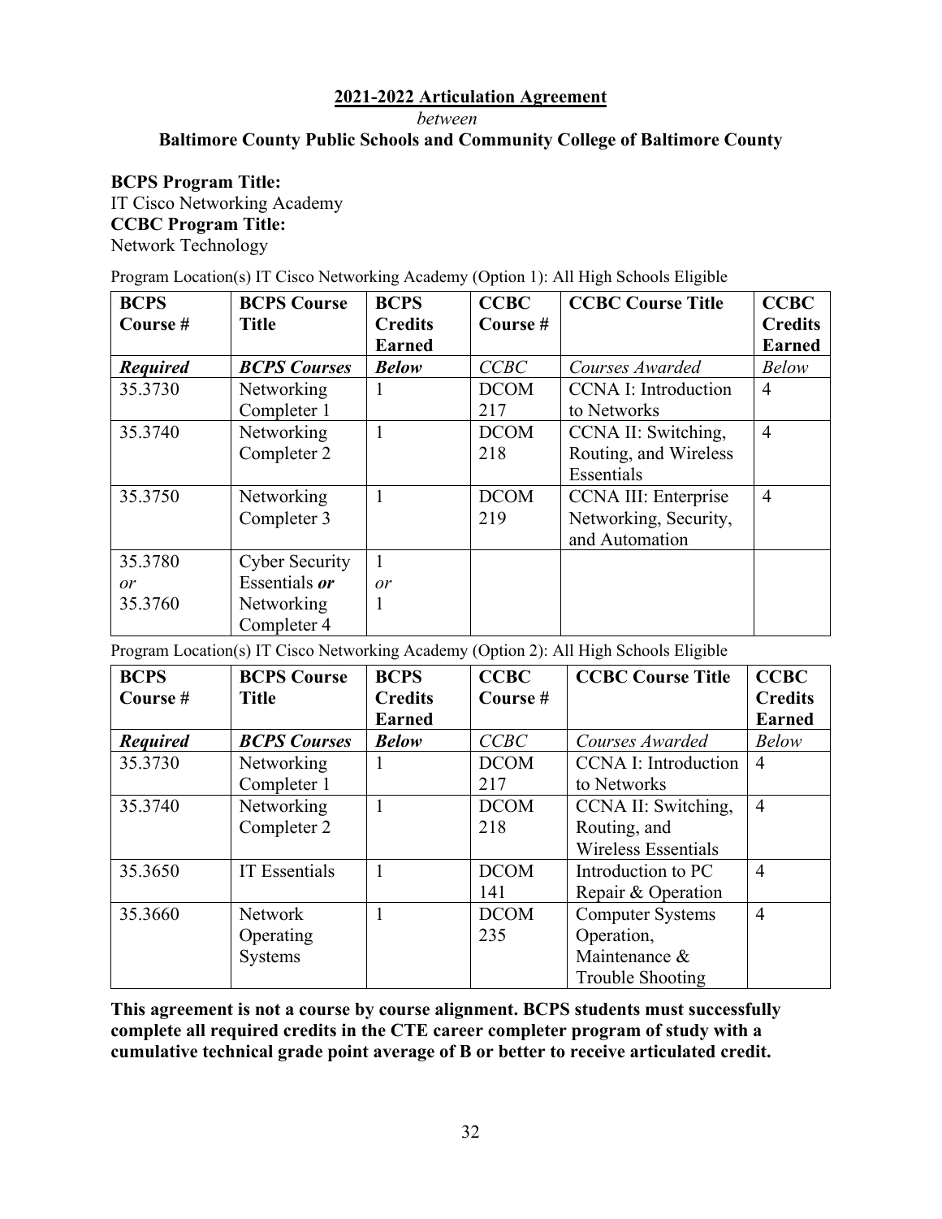**2021-2022 Articulation Agreement**

*between*

**Baltimore County Public Schools and Community College of Baltimore County**

**BCPS Program Title:**
IT Cisco Networking Academy
**CCBC Program Title:**
Network Technology

Program Location(s) IT Cisco Networking Academy (Option 1): All High Schools Eligible

| BCPS Course # | BCPS Course Title | BCPS Credits Earned | CCBC Course # | CCBC Course Title | CCBC Credits Earned |
|---|---|---|---|---|---|
| ***Required*** | ***BCPS Courses*** | ***Below*** | *CCBC* | *Courses Awarded* | *Below* |
| 35.3730 | Networking Completer 1 | 1 | DCOM 217 | CCNA I: Introduction to Networks | 4 |
| 35.3740 | Networking Completer 2 | 1 | DCOM 218 | CCNA II: Switching, Routing, and Wireless Essentials | 4 |
| 35.3750 | Networking Completer 3 | 1 | DCOM 219 | CCNA III: Enterprise Networking, Security, and Automation | 4 |
| 35.3780 *or* 35.3760 | Cyber Security Essentials ***or*** Networking Completer 4 | 1 *or* 1 | | | |

Program Location(s) IT Cisco Networking Academy (Option 2): All High Schools Eligible

| BCPS Course # | BCPS Course Title | BCPS Credits Earned | CCBC Course # | CCBC Course Title | CCBC Credits Earned |
|---|---|---|---|---|---|
| ***Required*** | ***BCPS Courses*** | ***Below*** | *CCBC* | *Courses Awarded* | *Below* |
| 35.3730 | Networking Completer 1 | 1 | DCOM 217 | CCNA I: Introduction to Networks | 4 |
| 35.3740 | Networking Completer 2 | 1 | DCOM 218 | CCNA II: Switching, Routing, and Wireless Essentials | 4 |
| 35.3650 | IT Essentials | 1 | DCOM 141 | Introduction to PC Repair & Operation | 4 |
| 35.3660 | Network Operating Systems | 1 | DCOM 235 | Computer Systems Operation, Maintenance & Trouble Shooting | 4 |

**This agreement is not a course by course alignment. BCPS students must successfully complete all required credits in the CTE career completer program of study with a cumulative technical grade point average of B or better to receive articulated credit.**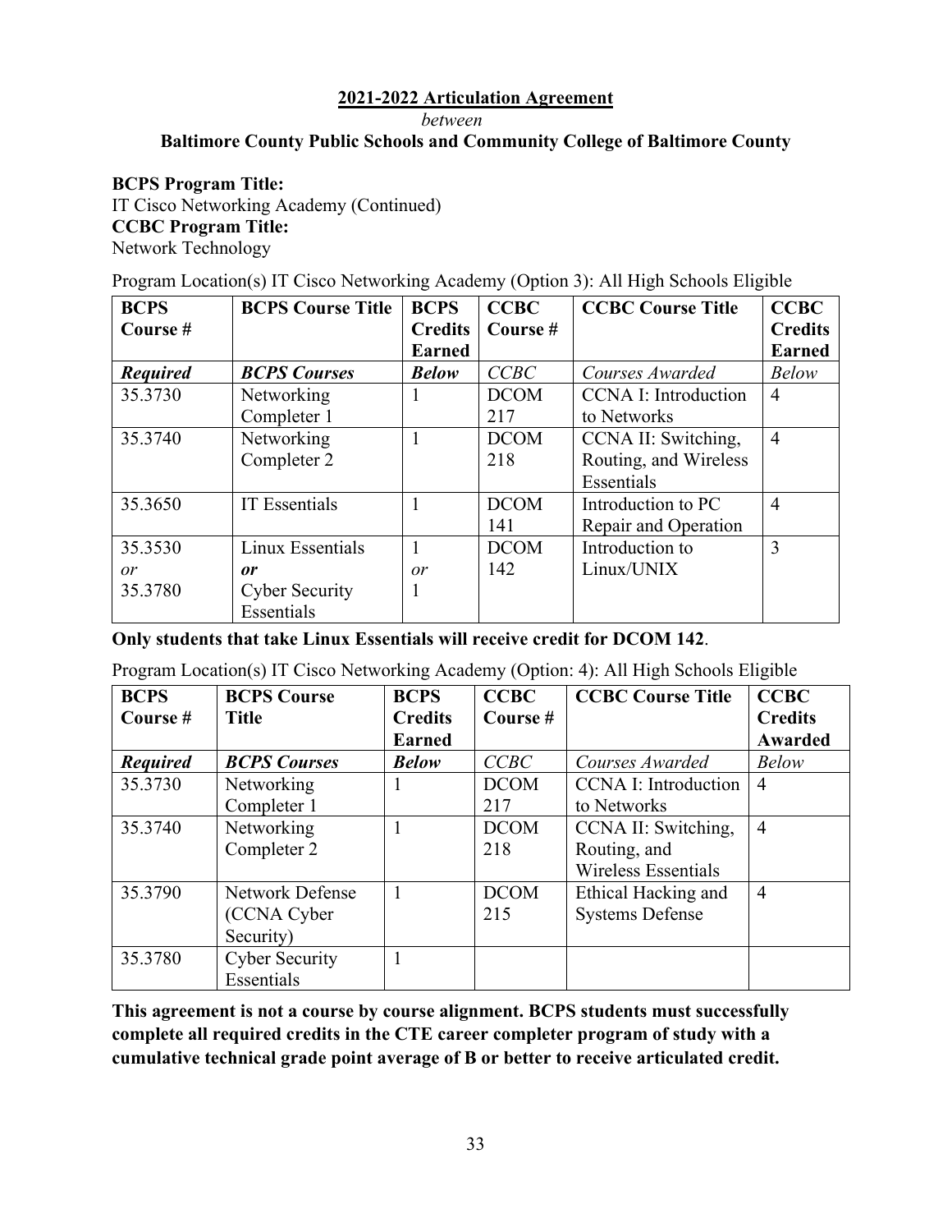**2021-2022 Articulation Agreement**

*between*

**Baltimore County Public Schools and Community College of Baltimore County**

**BCPS Program Title:**
IT Cisco Networking Academy (Continued)
**CCBC Program Title:**
Network Technology

Program Location(s) IT Cisco Networking Academy (Option 3): All High Schools Eligible

| BCPS Course # | BCPS Course Title | BCPS Credits Earned | CCBC Course # | CCBC Course Title | CCBC Credits Earned |
|---|---|---|---|---|---|
| ***Required*** | ***BCPS Courses*** | ***Below*** | *CCBC* | *Courses Awarded* | *Below* |
| 35.3730 | Networking Completer 1 | 1 | DCOM 217 | CCNA I: Introduction to Networks | 4 |
| 35.3740 | Networking Completer 2 | 1 | DCOM 218 | CCNA II: Switching, Routing, and Wireless Essentials | 4 |
| 35.3650 | IT Essentials | 1 | DCOM 141 | Introduction to PC Repair and Operation | 4 |
| 35.3530 *or* 35.3780 | Linux Essentials ***or*** Cyber Security Essentials | 1 *or* 1 | DCOM 142 | Introduction to Linux/UNIX | 3 |

**Only students that take Linux Essentials will receive credit for DCOM 142**.

Program Location(s) IT Cisco Networking Academy (Option: 4): All High Schools Eligible

| BCPS Course # | BCPS Course Title | BCPS Credits Earned | CCBC Course # | CCBC Course Title | CCBC Credits Awarded |
|---|---|---|---|---|---|
| ***Required*** | ***BCPS Courses*** | ***Below*** | *CCBC* | *Courses Awarded* | *Below* |
| 35.3730 | Networking Completer 1 | 1 | DCOM 217 | CCNA I: Introduction to Networks | 4 |
| 35.3740 | Networking Completer 2 | 1 | DCOM 218 | CCNA II: Switching, Routing, and Wireless Essentials | 4 |
| 35.3790 | Network Defense (CCNA Cyber Security) | 1 | DCOM 215 | Ethical Hacking and Systems Defense | 4 |
| 35.3780 | Cyber Security Essentials | 1 | | | |

**This agreement is not a course by course alignment. BCPS students must successfully complete all required credits in the CTE career completer program of study with a cumulative technical grade point average of B or better to receive articulated credit.**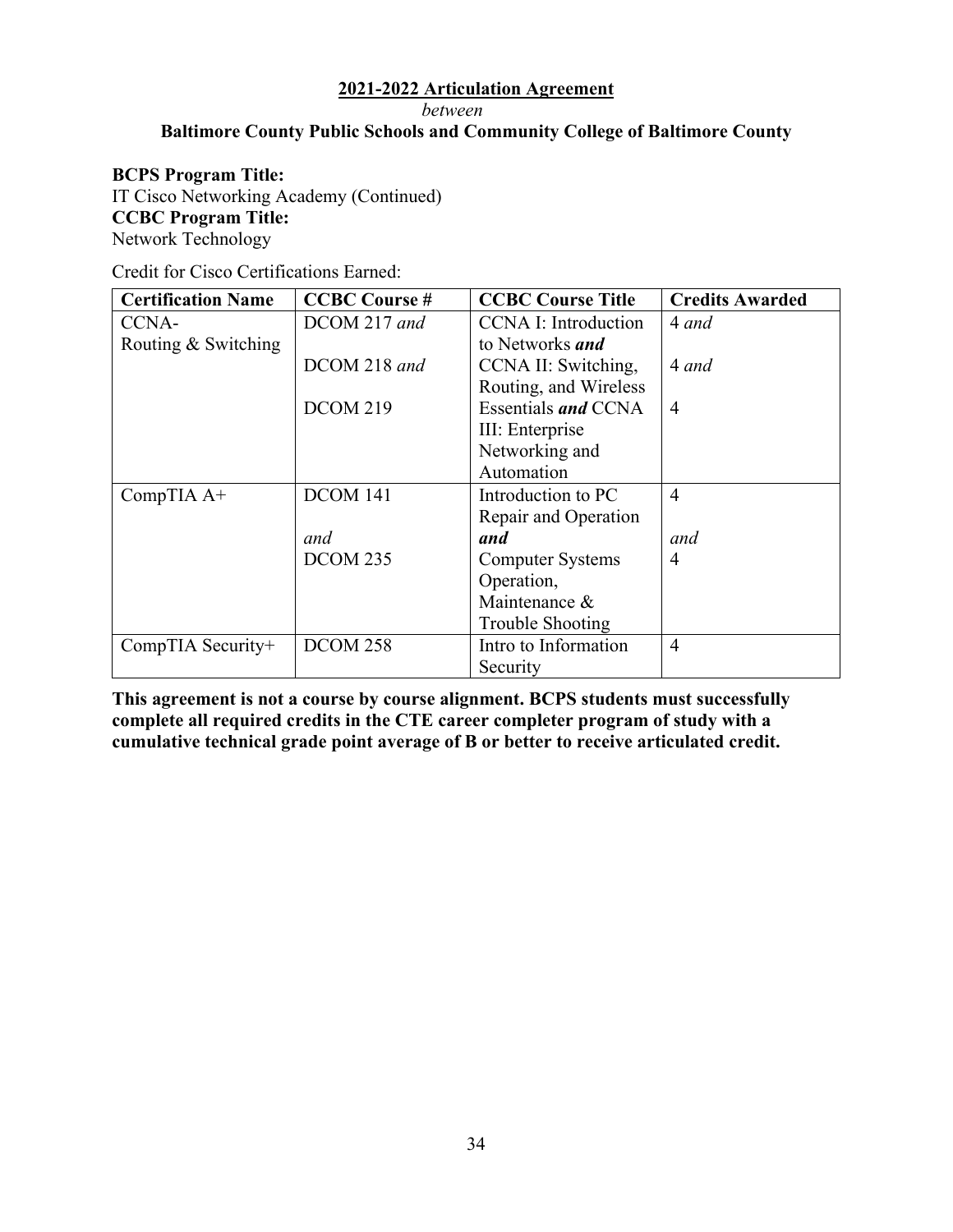**2021-2022 Articulation Agreement**

*between*

**Baltimore County Public Schools and Community College of Baltimore County**

**BCPS Program Title:**
IT Cisco Networking Academy (Continued)
**CCBC Program Title:**
Network Technology

Credit for Cisco Certifications Earned:

| **Certification Name** | **CCBC Course #** | **CCBC Course Title** | **Credits Awarded** |
|---|---|---|---|
| CCNA-Routing & Switching | DCOM 217 *and* DCOM 218 *and* DCOM 219 | CCNA I: Introduction to Networks ***and*** CCNA II: Switching, Routing, and Wireless Essentials ***and*** CCNA III: Enterprise Networking and Automation | 4 *and* 4 *and* 4 |
| CompTIA A+ | DCOM 141 *and* DCOM 235 | Introduction to PC Repair and Operation ***and*** Computer Systems Operation, Maintenance & Trouble Shooting | 4 *and* 4 |
| CompTIA Security+ | DCOM 258 | Intro to Information Security | 4 |

**This agreement is not a course by course alignment. BCPS students must successfully complete all required credits in the CTE career completer program of study with a cumulative technical grade point average of B or better to receive articulated credit.**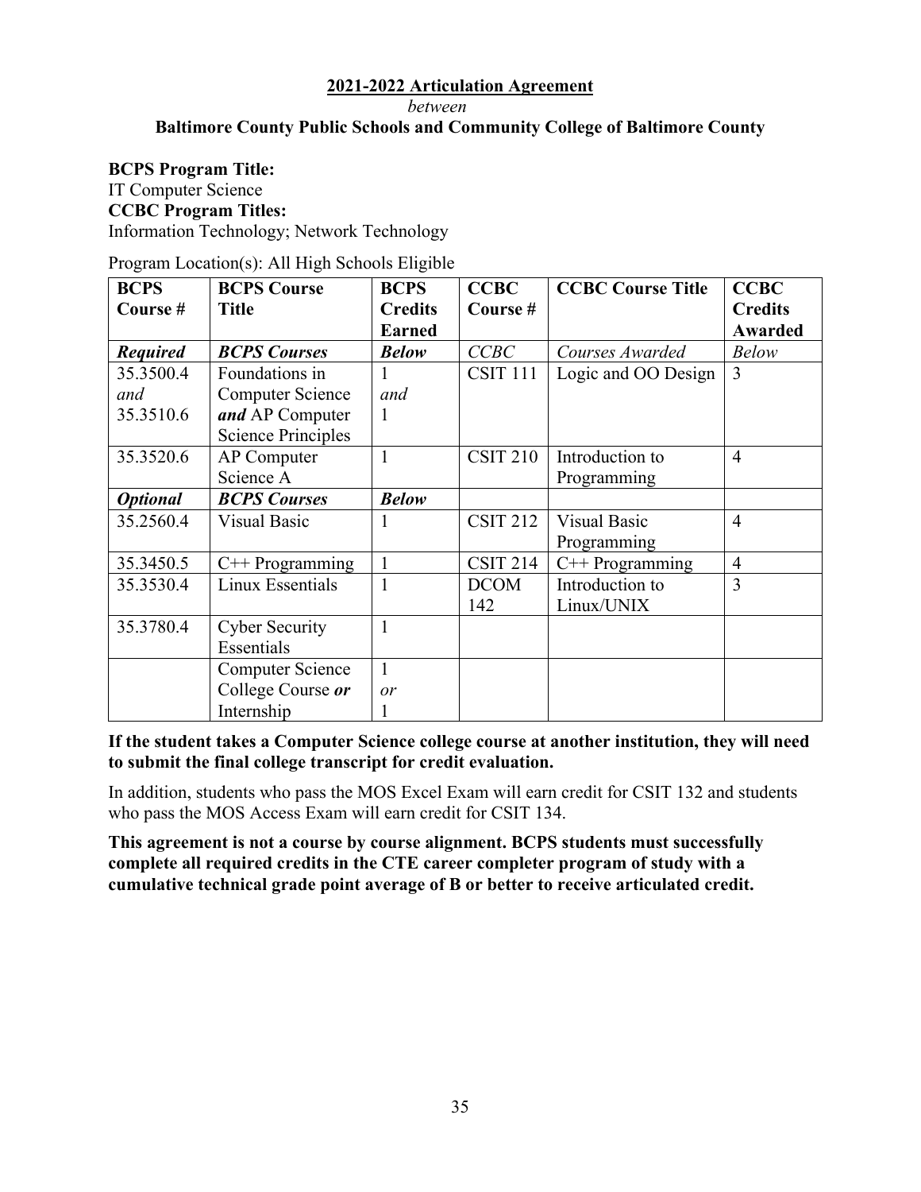**2021-2022 Articulation Agreement**

*between*

**Baltimore County Public Schools and Community College of Baltimore County**

**BCPS Program Title:**
IT Computer Science
**CCBC Program Titles:**
Information Technology; Network Technology

Program Location(s): All High Schools Eligible

| BCPS Course # | BCPS Course Title | BCPS Credits Earned | CCBC Course # | CCBC Course Title | CCBC Credits Awarded |
|---|---|---|---|---|---|
| ***Required*** | ***BCPS Courses*** | ***Below*** | *CCBC* | *Courses Awarded* | *Below* |
| 35.3500.4 *and* 35.3510.6 | Foundations in Computer Science ***and*** AP Computer Science Principles | 1 *and* 1 | CSIT 111 | Logic and OO Design | 3 |
| 35.3520.6 | AP Computer Science A | 1 | CSIT 210 | Introduction to Programming | 4 |
| ***Optional*** | ***BCPS Courses*** | ***Below*** | | | |
| 35.2560.4 | Visual Basic | 1 | CSIT 212 | Visual Basic Programming | 4 |
| 35.3450.5 | C++ Programming | 1 | CSIT 214 | C++ Programming | 4 |
| 35.3530.4 | Linux Essentials | 1 | DCOM 142 | Introduction to Linux/UNIX | 3 |
| 35.3780.4 | Cyber Security Essentials | 1 | | | |
| | Computer Science College Course ***or*** Internship | 1 *or* 1 | | | |

**If the student takes a Computer Science college course at another institution, they will need to submit the final college transcript for credit evaluation.**

In addition, students who pass the MOS Excel Exam will earn credit for CSIT 132 and students who pass the MOS Access Exam will earn credit for CSIT 134.

**This agreement is not a course by course alignment. BCPS students must successfully complete all required credits in the CTE career completer program of study with a cumulative technical grade point average of B or better to receive articulated credit.**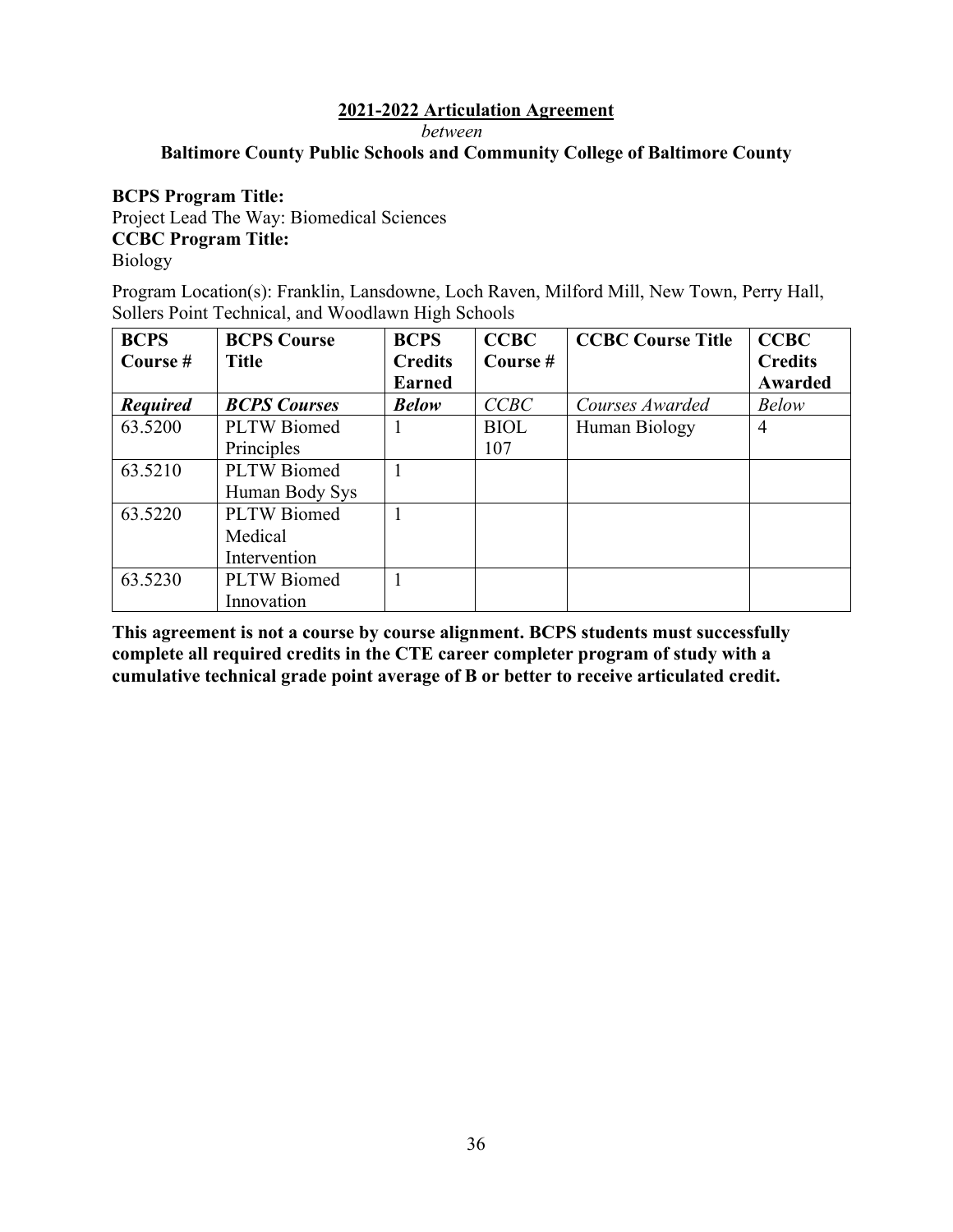## 2021-2022 Articulation Agreement

*between*

**Baltimore County Public Schools and Community College of Baltimore County**

**BCPS Program Title:**
Project Lead The Way: Biomedical Sciences
**CCBC Program Title:**
Biology

Program Location(s): Franklin, Lansdowne, Loch Raven, Milford Mill, New Town, Perry Hall, Sollers Point Technical, and Woodlawn High Schools

| BCPS Course # | BCPS Course Title | BCPS Credits Earned | CCBC Course # | CCBC Course Title | CCBC Credits Awarded |
|---|---|---|---|---|---|
| ***Required*** | ***BCPS Courses*** | ***Below*** | *CCBC* | *Courses Awarded* | *Below* |
| 63.5200 | PLTW Biomed Principles | 1 | BIOL 107 | Human Biology | 4 |
| 63.5210 | PLTW Biomed Human Body Sys | 1 | | | |
| 63.5220 | PLTW Biomed Medical Intervention | 1 | | | |
| 63.5230 | PLTW Biomed Innovation | 1 | | | |

**This agreement is not a course by course alignment. BCPS students must successfully complete all required credits in the CTE career completer program of study with a cumulative technical grade point average of B or better to receive articulated credit.**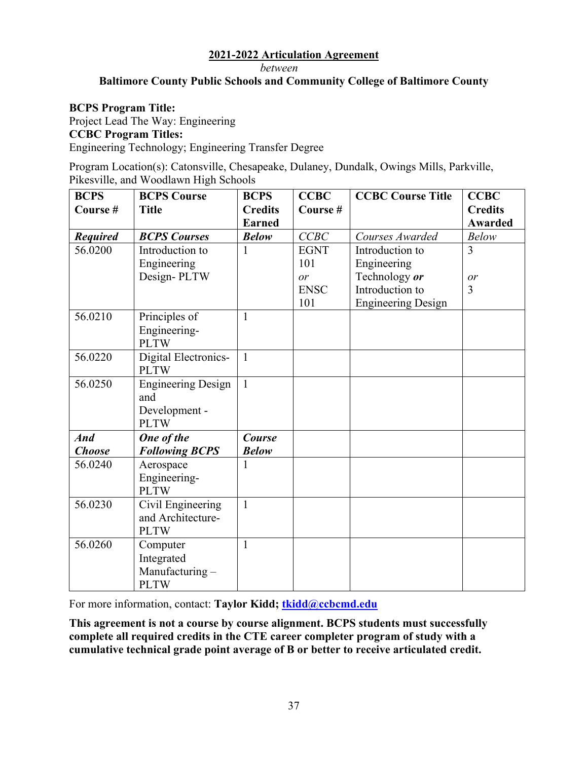**2021-2022 Articulation Agreement**

*between*

**Baltimore County Public Schools and Community College of Baltimore County**

**BCPS Program Title:**
Project Lead The Way: Engineering
**CCBC Program Titles:**
Engineering Technology; Engineering Transfer Degree

Program Location(s): Catonsville, Chesapeake, Dulaney, Dundalk, Owings Mills, Parkville, Pikesville, and Woodlawn High Schools

| BCPS Course # | BCPS Course Title | BCPS Credits Earned | CCBC Course # | CCBC Course Title | CCBC Credits Awarded |
|---|---|---|---|---|---|
| ***Required*** | ***BCPS Courses*** | ***Below*** | *CCBC* | *Courses Awarded* | *Below* |
| 56.0200 | Introduction to Engineering Design- PLTW | 1 | EGNT 101 *or* ENSC 101 | Introduction to Engineering Technology ***or*** Introduction to Engineering Design | 3 *or* 3 |
| 56.0210 | Principles of Engineering-PLTW | 1 | | | |
| 56.0220 | Digital Electronics-PLTW | 1 | | | |
| 56.0250 | Engineering Design and Development - PLTW | 1 | | | |
| ***And Choose*** | ***One of the Following BCPS*** | ***Course Below*** | | | |
| 56.0240 | Aerospace Engineering-PLTW | 1 | | | |
| 56.0230 | Civil Engineering and Architecture-PLTW | 1 | | | |
| 56.0260 | Computer Integrated Manufacturing – PLTW | 1 | | | |

For more information, contact: **Taylor Kidd; tkidd@ccbcmd.edu**

**This agreement is not a course by course alignment. BCPS students must successfully complete all required credits in the CTE career completer program of study with a cumulative technical grade point average of B or better to receive articulated credit.**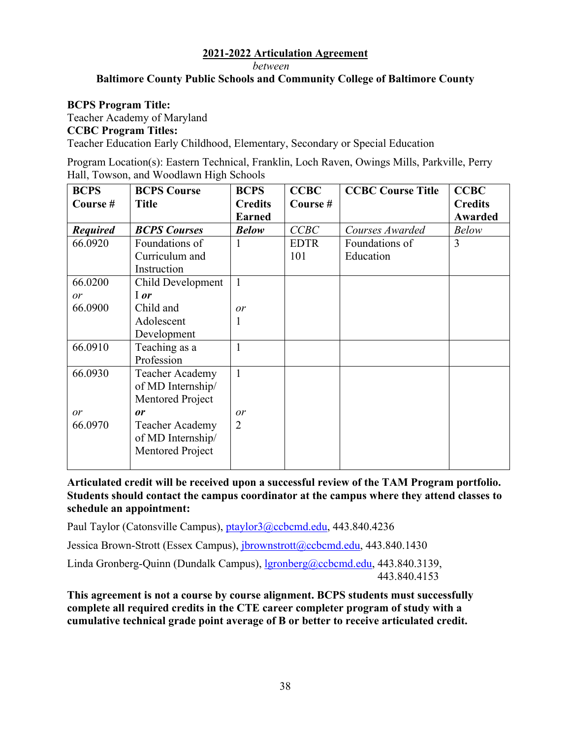**2021-2022 Articulation Agreement**

*between*

**Baltimore County Public Schools and Community College of Baltimore County**

**BCPS Program Title:**
Teacher Academy of Maryland
**CCBC Program Titles:**
Teacher Education Early Childhood, Elementary, Secondary or Special Education

Program Location(s): Eastern Technical, Franklin, Loch Raven, Owings Mills, Parkville, Perry Hall, Towson, and Woodlawn High Schools

| BCPS Course # | BCPS Course Title | BCPS Credits Earned | CCBC Course # | CCBC Course Title | CCBC Credits Awarded |
|---|---|---|---|---|---|
| ***Required*** | ***BCPS Courses*** | ***Below*** | *CCBC* | *Courses Awarded* | *Below* |
| 66.0920 | Foundations of Curriculum and Instruction | 1 | EDTR 101 | Foundations of Education | 3 |
| 66.0200 *or* 66.0900 | Child Development I ***or*** Child and Adolescent Development | 1 *or* 1 | | | |
| 66.0910 | Teaching as a Profession | 1 | | | |
| 66.0930 *or* 66.0970 | Teacher Academy of MD Internship/ Mentored Project ***or*** Teacher Academy of MD Internship/ Mentored Project | 1 *or* 2 | | | |

**Articulated credit will be received upon a successful review of the TAM Program portfolio. Students should contact the campus coordinator at the campus where they attend classes to schedule an appointment:**

Paul Taylor (Catonsville Campus), ptaylor3@ccbcmd.edu, 443.840.4236

Jessica Brown-Strott (Essex Campus), jbrownstrott@ccbcmd.edu, 443.840.1430

Linda Gronberg-Quinn (Dundalk Campus), lgronberg@ccbcmd.edu, 443.840.3139, 443.840.4153

**This agreement is not a course by course alignment. BCPS students must successfully complete all required credits in the CTE career completer program of study with a cumulative technical grade point average of B or better to receive articulated credit.**